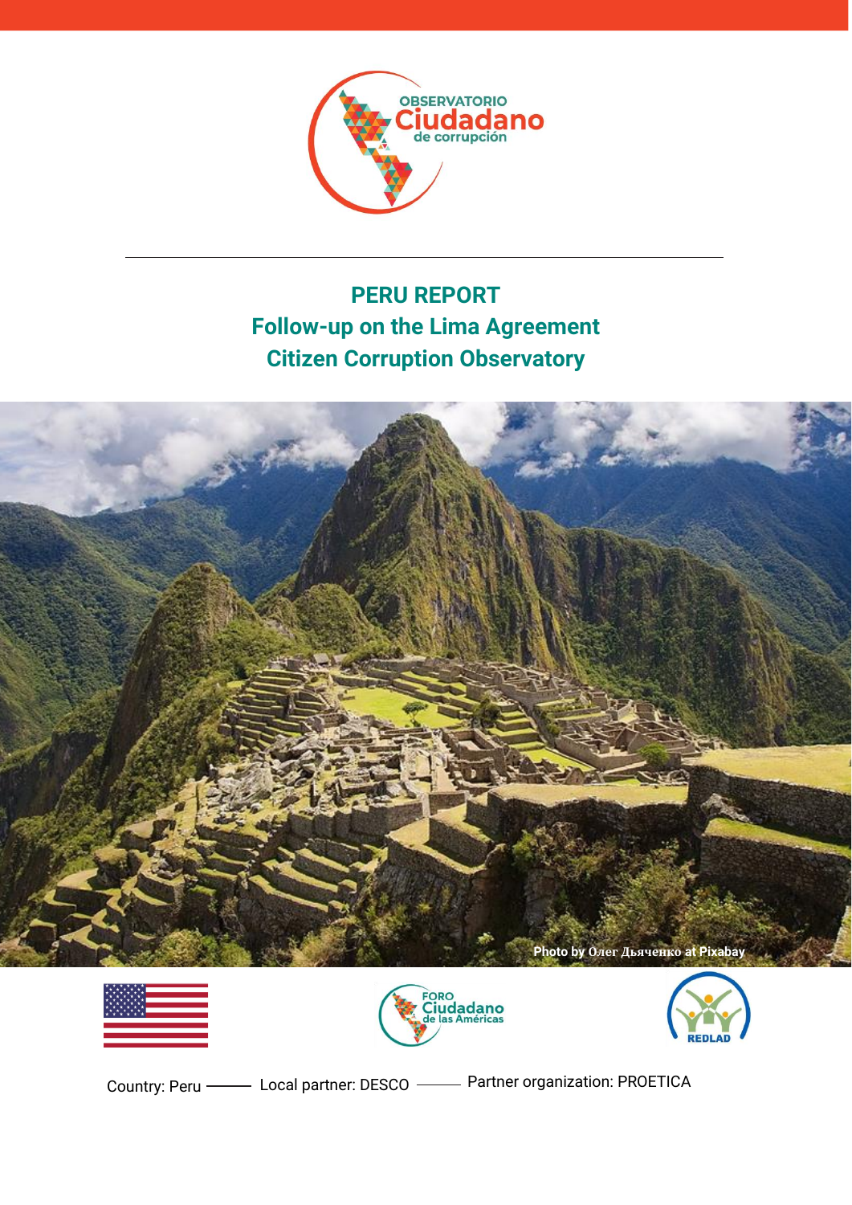OBSERVATORIO Ciudadano de corrupción

# PERU REPORT
# Follow-up on the Lima Agreement
# Citizen Corruption Observatory

Photo by Олег Дьяченко at Pixabay

FORO Ciudadano de las Américas

REDLAD

Country: Peru —— Local partner: DESCO —— Partner organization: PROETICA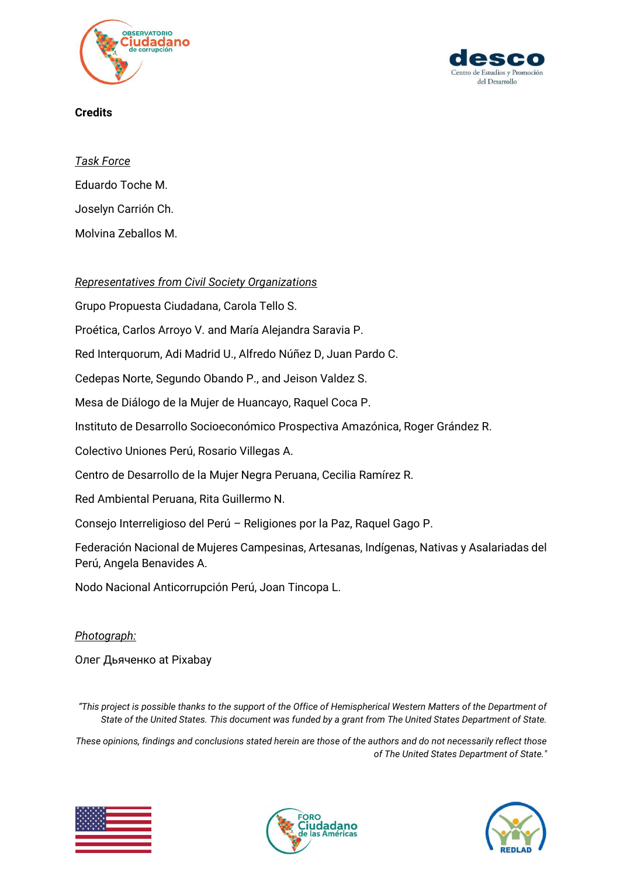**Credits**

*Task Force*

Eduardo Toche M.

Joselyn Carrión Ch.

Molvina Zeballos M.

*Representatives from Civil Society Organizations*

Grupo Propuesta Ciudadana, Carola Tello S.

Proética, Carlos Arroyo V. and María Alejandra Saravia P.

Red Interquorum, Adi Madrid U., Alfredo Núñez D, Juan Pardo C.

Cedepas Norte, Segundo Obando P., and Jeison Valdez S.

Mesa de Diálogo de la Mujer de Huancayo, Raquel Coca P.

Instituto de Desarrollo Socioeconómico Prospectiva Amazónica, Roger Grández R.

Colectivo Uniones Perú, Rosario Villegas A.

Centro de Desarrollo de la Mujer Negra Peruana, Cecilia Ramírez R.

Red Ambiental Peruana, Rita Guillermo N.

Consejo Interreligioso del Perú – Religiones por la Paz, Raquel Gago P.

Federación Nacional de Mujeres Campesinas, Artesanas, Indígenas, Nativas y Asalariadas del Perú, Angela Benavides A.

Nodo Nacional Anticorrupción Perú, Joan Tincopa L.

*Photograph:*

Олег Дьяченко at Pixabay

*"This project is possible thanks to the support of the Office of Hemispherical Western Matters of the Department of State of the United States. This document was funded by a grant from The United States Department of State.*

*These opinions, findings and conclusions stated herein are those of the authors and do not necessarily reflect those of The United States Department of State."*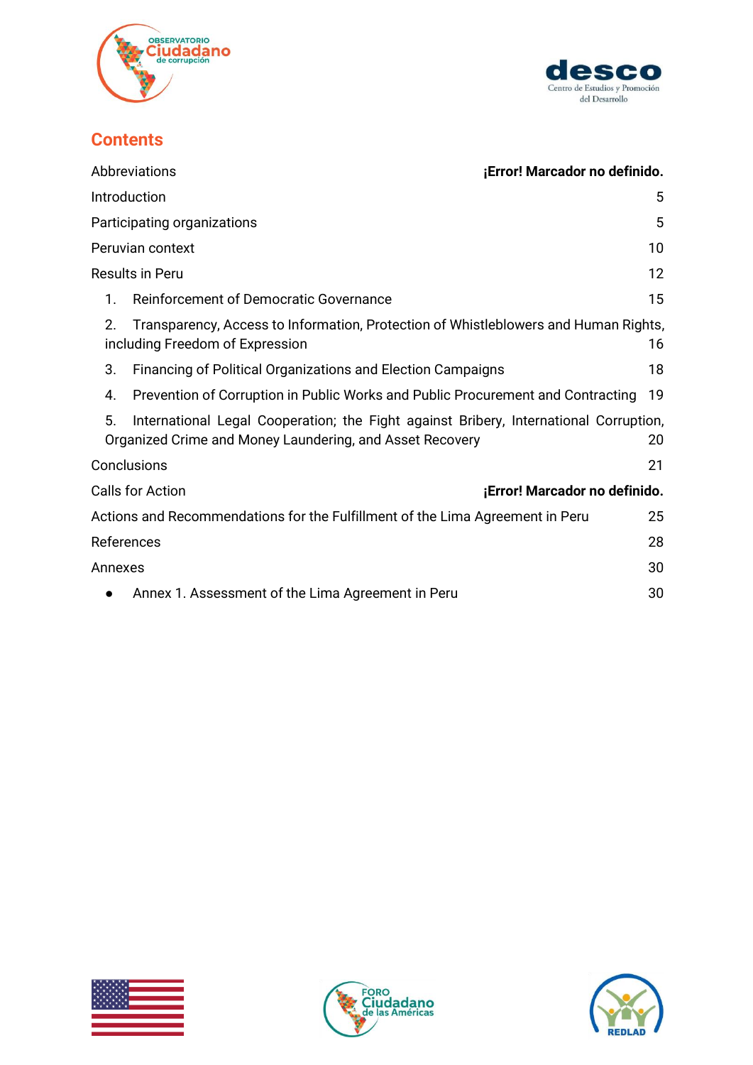## Contents

| | |
|---|---|
| Abbreviations | **¡Error! Marcador no definido.** |
| Introduction | 5 |
| Participating organizations | 5 |
| Peruvian context | 10 |
| Results in Peru | 12 |
| 1. Reinforcement of Democratic Governance | 15 |
| 2. Transparency, Access to Information, Protection of Whistleblowers and Human Rights, including Freedom of Expression | 16 |
| 3. Financing of Political Organizations and Election Campaigns | 18 |
| 4. Prevention of Corruption in Public Works and Public Procurement and Contracting | 19 |
| 5. International Legal Cooperation; the Fight against Bribery, International Corruption, Organized Crime and Money Laundering, and Asset Recovery | 20 |
| Conclusions | 21 |
| Calls for Action | **¡Error! Marcador no definido.** |
| Actions and Recommendations for the Fulfillment of the Lima Agreement in Peru | 25 |
| References | 28 |
| Annexes | 30 |
| ● Annex 1. Assessment of the Lima Agreement in Peru | 30 |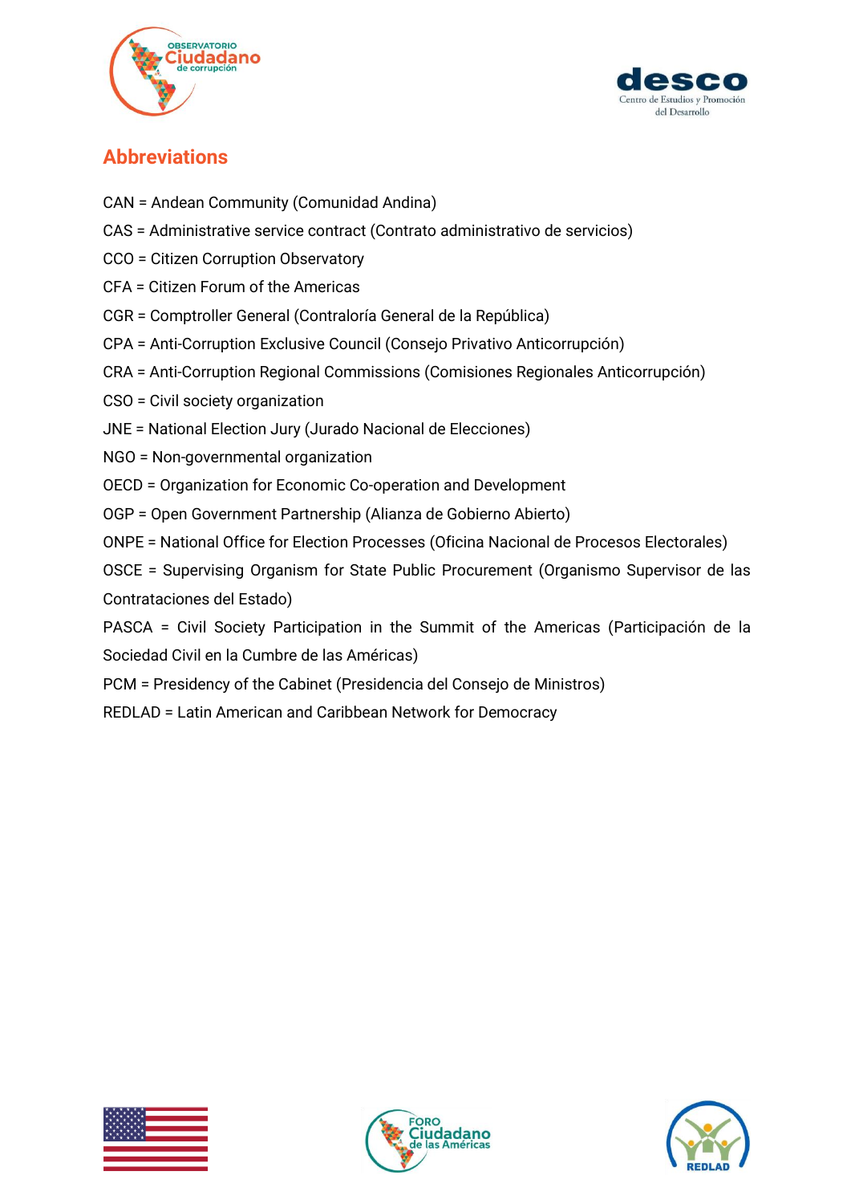## Abbreviations

CAN = Andean Community (Comunidad Andina)

CAS = Administrative service contract (Contrato administrativo de servicios)

CCO = Citizen Corruption Observatory

CFA = Citizen Forum of the Americas

CGR = Comptroller General (Contraloría General de la República)

CPA = Anti-Corruption Exclusive Council (Consejo Privativo Anticorrupción)

CRA = Anti-Corruption Regional Commissions (Comisiones Regionales Anticorrupción)

CSO = Civil society organization

JNE = National Election Jury (Jurado Nacional de Elecciones)

NGO = Non-governmental organization

OECD = Organization for Economic Co-operation and Development

OGP = Open Government Partnership (Alianza de Gobierno Abierto)

ONPE = National Office for Election Processes (Oficina Nacional de Procesos Electorales)

OSCE = Supervising Organism for State Public Procurement (Organismo Supervisor de las Contrataciones del Estado)

PASCA = Civil Society Participation in the Summit of the Americas (Participación de la Sociedad Civil en la Cumbre de las Américas)

PCM = Presidency of the Cabinet (Presidencia del Consejo de Ministros)

REDLAD = Latin American and Caribbean Network for Democracy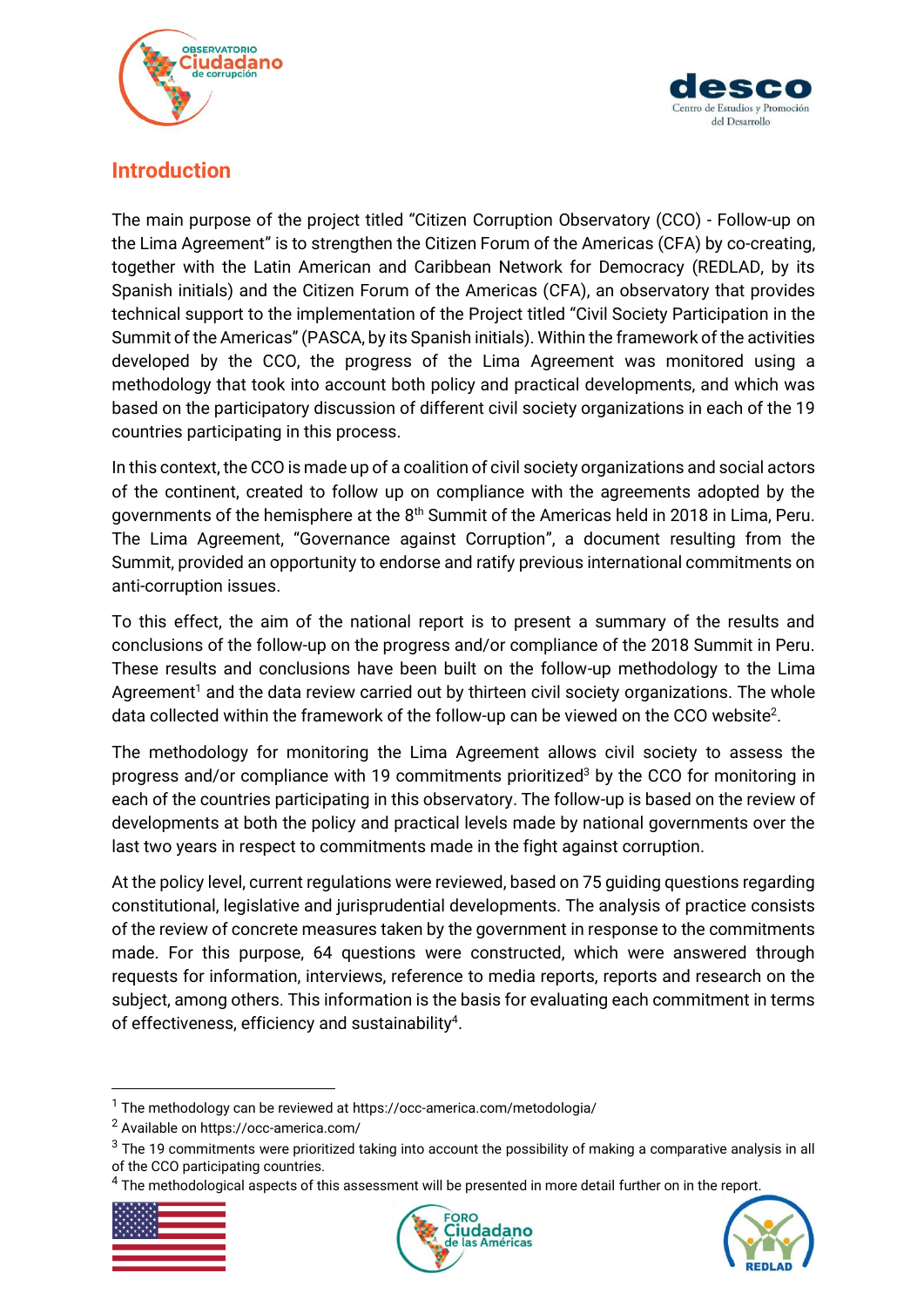## Introduction

The main purpose of the project titled "Citizen Corruption Observatory (CCO) - Follow-up on the Lima Agreement" is to strengthen the Citizen Forum of the Americas (CFA) by co-creating, together with the Latin American and Caribbean Network for Democracy (REDLAD, by its Spanish initials) and the Citizen Forum of the Americas (CFA), an observatory that provides technical support to the implementation of the Project titled "Civil Society Participation in the Summit of the Americas" (PASCA, by its Spanish initials). Within the framework of the activities developed by the CCO, the progress of the Lima Agreement was monitored using a methodology that took into account both policy and practical developments, and which was based on the participatory discussion of different civil society organizations in each of the 19 countries participating in this process.

In this context, the CCO is made up of a coalition of civil society organizations and social actors of the continent, created to follow up on compliance with the agreements adopted by the governments of the hemisphere at the 8th Summit of the Americas held in 2018 in Lima, Peru. The Lima Agreement, "Governance against Corruption", a document resulting from the Summit, provided an opportunity to endorse and ratify previous international commitments on anti-corruption issues.

To this effect, the aim of the national report is to present a summary of the results and conclusions of the follow-up on the progress and/or compliance of the 2018 Summit in Peru. These results and conclusions have been built on the follow-up methodology to the Lima Agreement[1] and the data review carried out by thirteen civil society organizations. The whole data collected within the framework of the follow-up can be viewed on the CCO website[2].

The methodology for monitoring the Lima Agreement allows civil society to assess the progress and/or compliance with 19 commitments prioritized[3] by the CCO for monitoring in each of the countries participating in this observatory. The follow-up is based on the review of developments at both the policy and practical levels made by national governments over the last two years in respect to commitments made in the fight against corruption.

At the policy level, current regulations were reviewed, based on 75 guiding questions regarding constitutional, legislative and jurisprudential developments. The analysis of practice consists of the review of concrete measures taken by the government in response to the commitments made. For this purpose, 64 questions were constructed, which were answered through requests for information, interviews, reference to media reports, reports and research on the subject, among others. This information is the basis for evaluating each commitment in terms of effectiveness, efficiency and sustainability[4].

---

[1] The methodology can be reviewed at https://occ-america.com/metodologia/

[2] Available on https://occ-america.com/

[3] The 19 commitments were prioritized taking into account the possibility of making a comparative analysis in all of the CCO participating countries.

[4] The methodological aspects of this assessment will be presented in more detail further on in the report.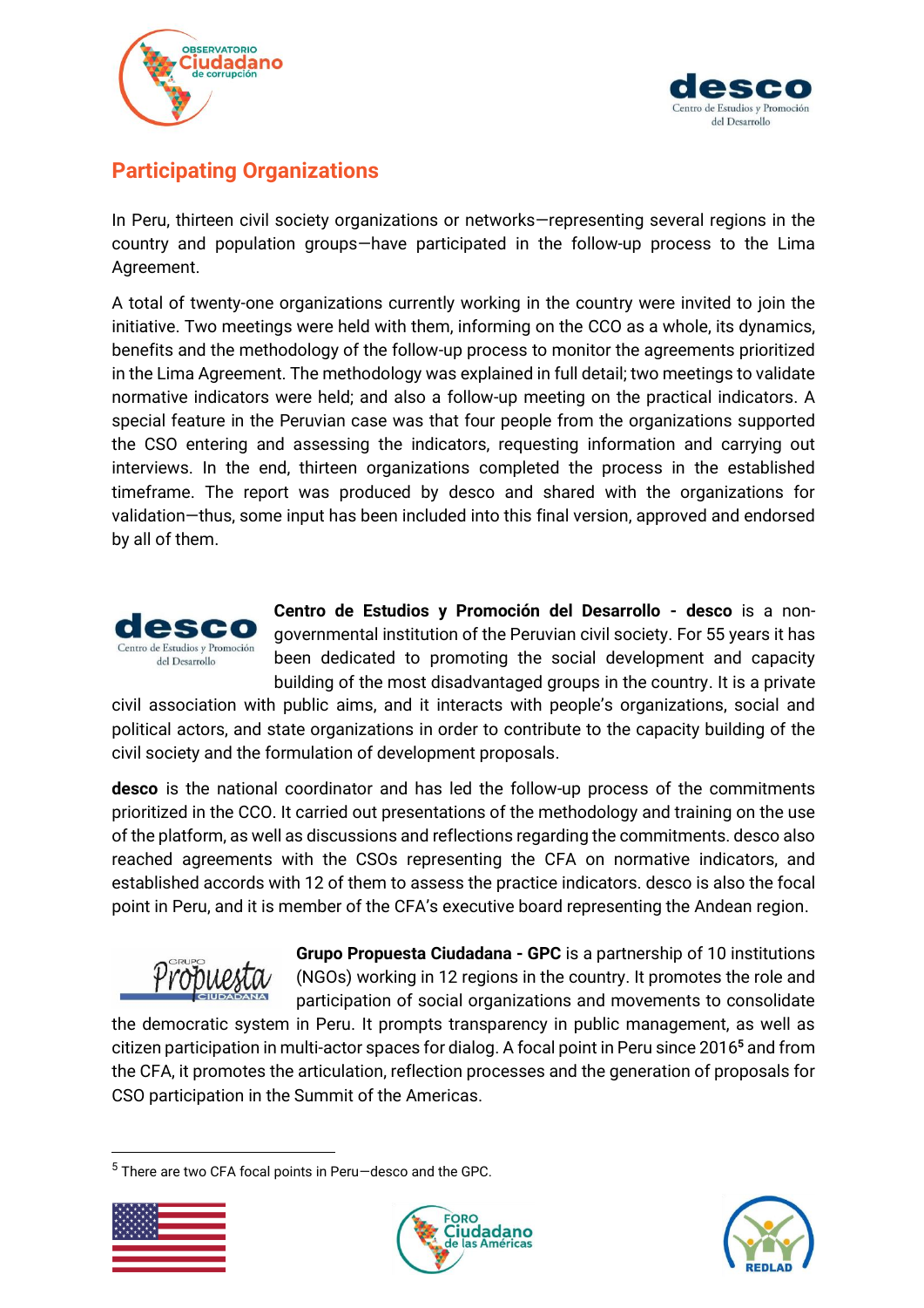## Participating Organizations

In Peru, thirteen civil society organizations or networks—representing several regions in the country and population groups—have participated in the follow-up process to the Lima Agreement.

A total of twenty-one organizations currently working in the country were invited to join the initiative. Two meetings were held with them, informing on the CCO as a whole, its dynamics, benefits and the methodology of the follow-up process to monitor the agreements prioritized in the Lima Agreement. The methodology was explained in full detail; two meetings to validate normative indicators were held; and also a follow-up meeting on the practical indicators. A special feature in the Peruvian case was that four people from the organizations supported the CSO entering and assessing the indicators, requesting information and carrying out interviews. In the end, thirteen organizations completed the process in the established timeframe. The report was produced by desco and shared with the organizations for validation—thus, some input has been included into this final version, approved and endorsed by all of them.

**Centro de Estudios y Promoción del Desarrollo - desco** is a non-governmental institution of the Peruvian civil society. For 55 years it has been dedicated to promoting the social development and capacity building of the most disadvantaged groups in the country. It is a private civil association with public aims, and it interacts with people's organizations, social and political actors, and state organizations in order to contribute to the capacity building of the civil society and the formulation of development proposals.

**desco** is the national coordinator and has led the follow-up process of the commitments prioritized in the CCO. It carried out presentations of the methodology and training on the use of the platform, as well as discussions and reflections regarding the commitments. desco also reached agreements with the CSOs representing the CFA on normative indicators, and established accords with 12 of them to assess the practice indicators. desco is also the focal point in Peru, and it is member of the CFA's executive board representing the Andean region.

**Grupo Propuesta Ciudadana - GPC** is a partnership of 10 institutions (NGOs) working in 12 regions in the country. It promotes the role and participation of social organizations and movements to consolidate the democratic system in Peru. It prompts transparency in public management, as well as citizen participation in multi-actor spaces for dialog. A focal point in Peru since 2016[5] and from the CFA, it promotes the articulation, reflection processes and the generation of proposals for CSO participation in the Summit of the Americas.

[5] There are two CFA focal points in Peru—desco and the GPC.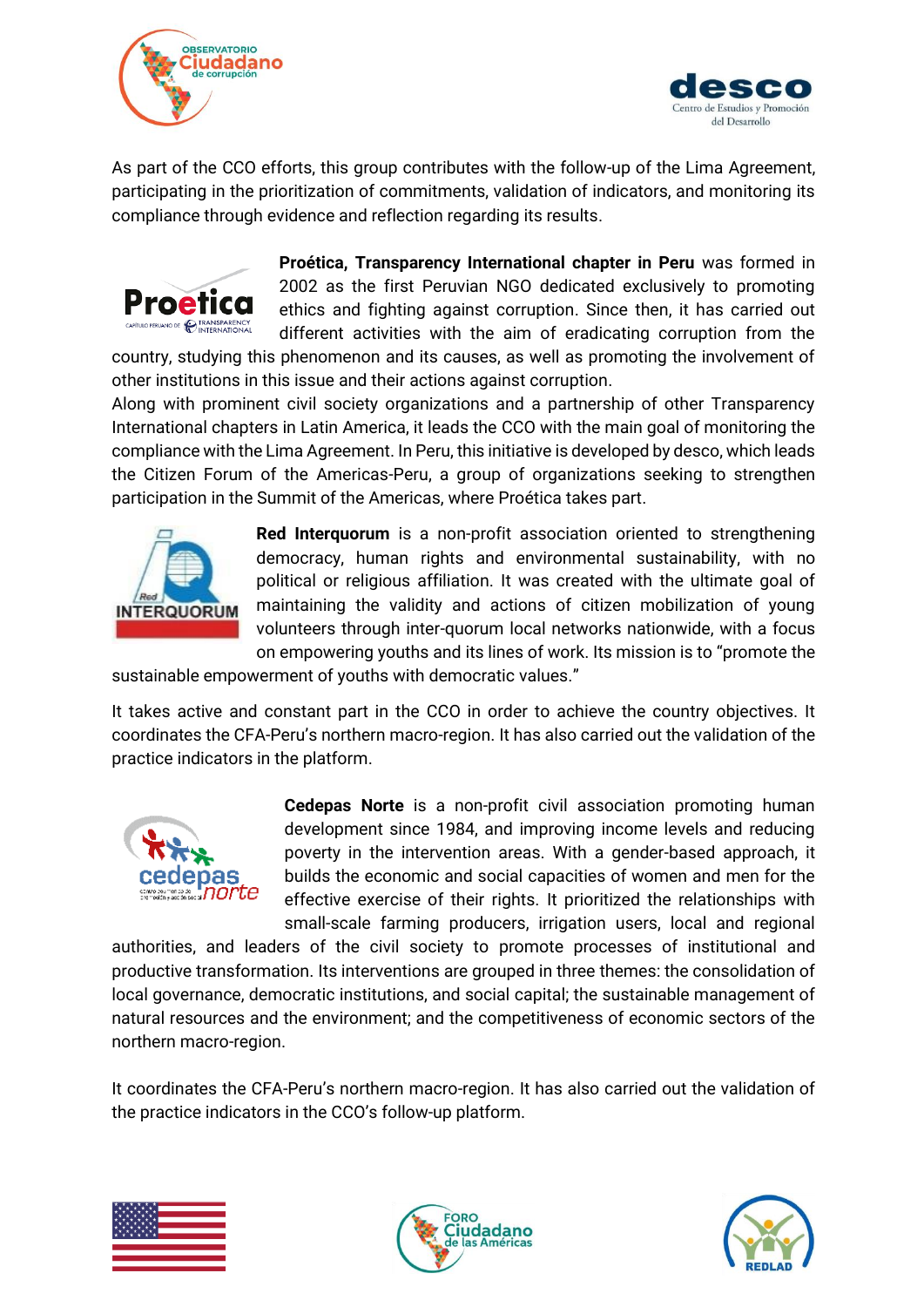As part of the CCO efforts, this group contributes with the follow-up of the Lima Agreement, participating in the prioritization of commitments, validation of indicators, and monitoring its compliance through evidence and reflection regarding its results.

**Proética, Transparency International chapter in Peru** was formed in 2002 as the first Peruvian NGO dedicated exclusively to promoting ethics and fighting against corruption. Since then, it has carried out different activities with the aim of eradicating corruption from the country, studying this phenomenon and its causes, as well as promoting the involvement of other institutions in this issue and their actions against corruption.

Along with prominent civil society organizations and a partnership of other Transparency International chapters in Latin America, it leads the CCO with the main goal of monitoring the compliance with the Lima Agreement. In Peru, this initiative is developed by desco, which leads the Citizen Forum of the Americas-Peru, a group of organizations seeking to strengthen participation in the Summit of the Americas, where Proética takes part.

**Red Interquorum** is a non-profit association oriented to strengthening democracy, human rights and environmental sustainability, with no political or religious affiliation. It was created with the ultimate goal of maintaining the validity and actions of citizen mobilization of young volunteers through inter-quorum local networks nationwide, with a focus on empowering youths and its lines of work. Its mission is to "promote the sustainable empowerment of youths with democratic values."

It takes active and constant part in the CCO in order to achieve the country objectives. It coordinates the CFA-Peru's northern macro-region. It has also carried out the validation of the practice indicators in the platform.

**Cedepas Norte** is a non-profit civil association promoting human development since 1984, and improving income levels and reducing poverty in the intervention areas. With a gender-based approach, it builds the economic and social capacities of women and men for the effective exercise of their rights. It prioritized the relationships with small-scale farming producers, irrigation users, local and regional authorities, and leaders of the civil society to promote processes of institutional and productive transformation. Its interventions are grouped in three themes: the consolidation of local governance, democratic institutions, and social capital; the sustainable management of natural resources and the environment; and the competitiveness of economic sectors of the northern macro-region.

It coordinates the CFA-Peru's northern macro-region. It has also carried out the validation of the practice indicators in the CCO's follow-up platform.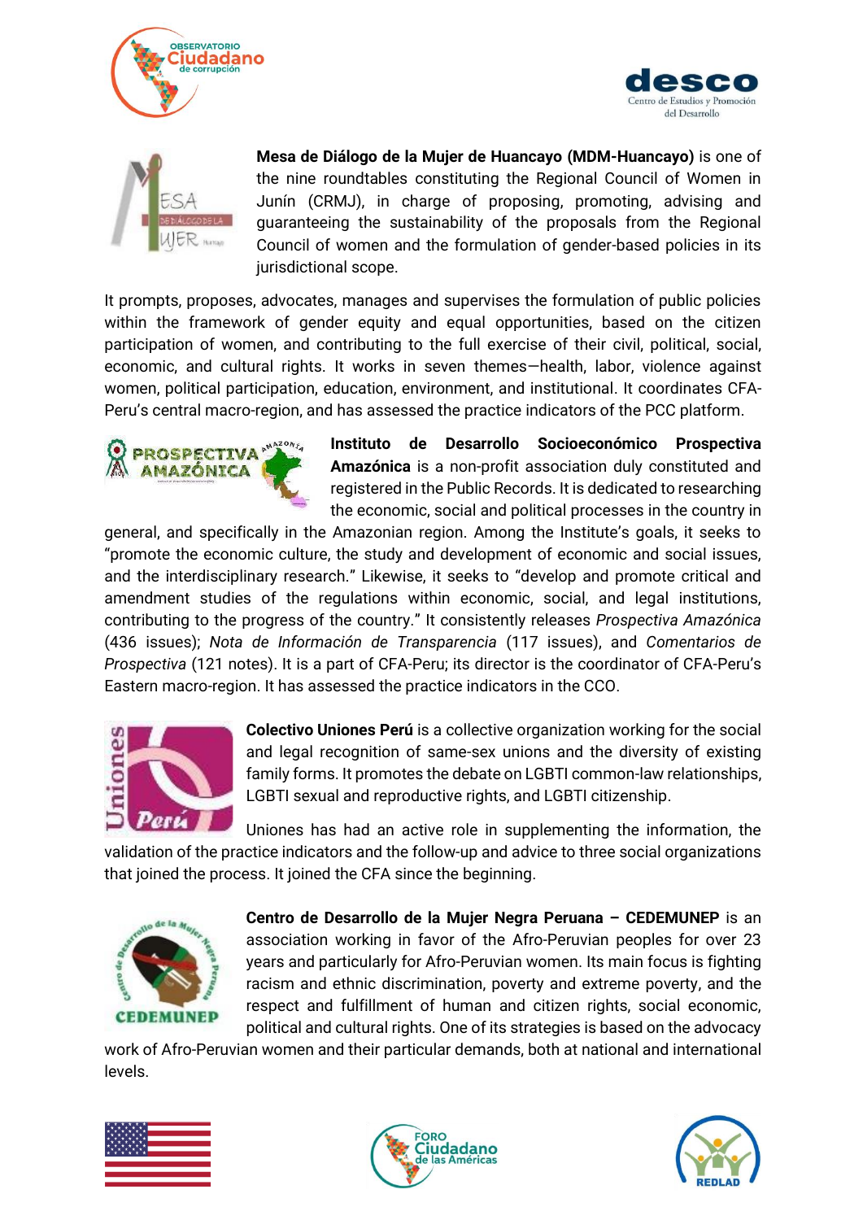**Mesa de Diálogo de la Mujer de Huancayo (MDM-Huancayo)** is one of the nine roundtables constituting the Regional Council of Women in Junín (CRMJ), in charge of proposing, promoting, advising and guaranteeing the sustainability of the proposals from the Regional Council of women and the formulation of gender-based policies in its jurisdictional scope.

It prompts, proposes, advocates, manages and supervises the formulation of public policies within the framework of gender equity and equal opportunities, based on the citizen participation of women, and contributing to the full exercise of their civil, political, social, economic, and cultural rights. It works in seven themes—health, labor, violence against women, political participation, education, environment, and institutional. It coordinates CFA-Peru's central macro-region, and has assessed the practice indicators of the PCC platform.

**Instituto de Desarrollo Socioeconómico Prospectiva Amazónica** is a non-profit association duly constituted and registered in the Public Records. It is dedicated to researching the economic, social and political processes in the country in general, and specifically in the Amazonian region. Among the Institute's goals, it seeks to "promote the economic culture, the study and development of economic and social issues, and the interdisciplinary research." Likewise, it seeks to "develop and promote critical and amendment studies of the regulations within economic, social, and legal institutions, contributing to the progress of the country." It consistently releases *Prospectiva Amazónica* (436 issues); *Nota de Información de Transparencia* (117 issues), and *Comentarios de Prospectiva* (121 notes). It is a part of CFA-Peru; its director is the coordinator of CFA-Peru's Eastern macro-region. It has assessed the practice indicators in the CCO.

**Colectivo Uniones Perú** is a collective organization working for the social and legal recognition of same-sex unions and the diversity of existing family forms. It promotes the debate on LGBTI common-law relationships, LGBTI sexual and reproductive rights, and LGBTI citizenship.

Uniones has had an active role in supplementing the information, the validation of the practice indicators and the follow-up and advice to three social organizations that joined the process. It joined the CFA since the beginning.

**Centro de Desarrollo de la Mujer Negra Peruana – CEDEMUNEP** is an association working in favor of the Afro-Peruvian peoples for over 23 years and particularly for Afro-Peruvian women. Its main focus is fighting racism and ethnic discrimination, poverty and extreme poverty, and the respect and fulfillment of human and citizen rights, social economic, political and cultural rights. One of its strategies is based on the advocacy work of Afro-Peruvian women and their particular demands, both at national and international levels.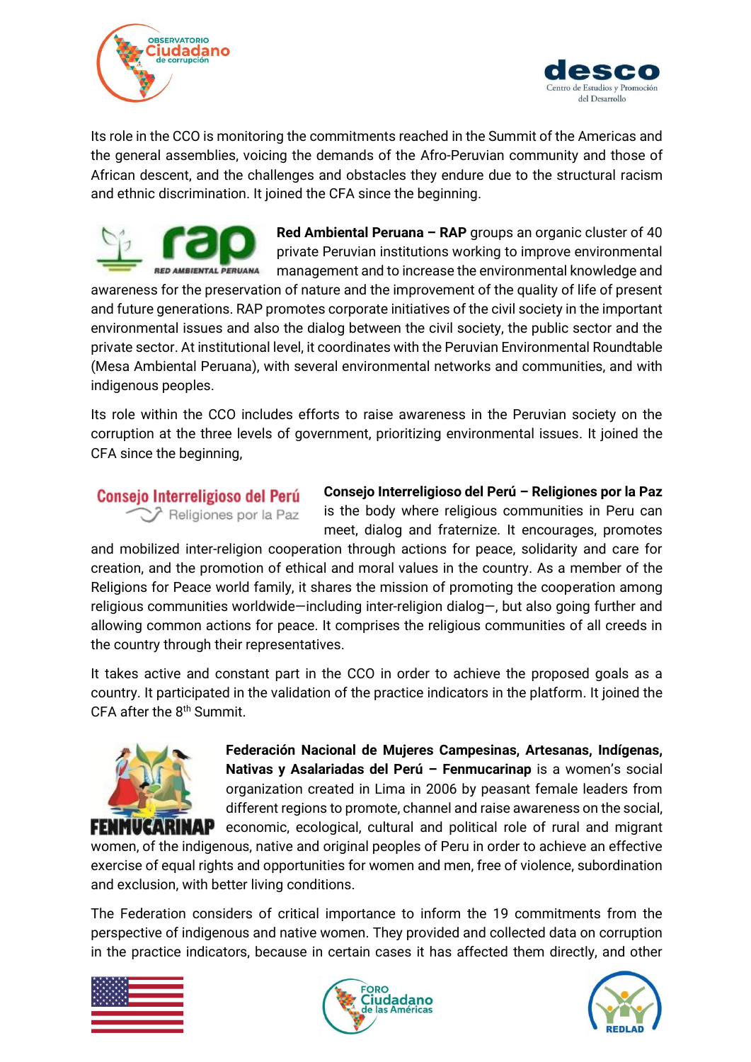Its role in the CCO is monitoring the commitments reached in the Summit of the Americas and the general assemblies, voicing the demands of the Afro-Peruvian community and those of African descent, and the challenges and obstacles they endure due to the structural racism and ethnic discrimination. It joined the CFA since the beginning.

**Red Ambiental Peruana – RAP** groups an organic cluster of 40 private Peruvian institutions working to improve environmental management and to increase the environmental knowledge and awareness for the preservation of nature and the improvement of the quality of life of present and future generations. RAP promotes corporate initiatives of the civil society in the important environmental issues and also the dialog between the civil society, the public sector and the private sector. At institutional level, it coordinates with the Peruvian Environmental Roundtable (Mesa Ambiental Peruana), with several environmental networks and communities, and with indigenous peoples.

Its role within the CCO includes efforts to raise awareness in the Peruvian society on the corruption at the three levels of government, prioritizing environmental issues. It joined the CFA since the beginning,

**Consejo Interreligioso del Perú – Religiones por la Paz** is the body where religious communities in Peru can meet, dialog and fraternize. It encourages, promotes and mobilized inter-religion cooperation through actions for peace, solidarity and care for creation, and the promotion of ethical and moral values in the country. As a member of the Religions for Peace world family, it shares the mission of promoting the cooperation among religious communities worldwide—including inter-religion dialog—, but also going further and allowing common actions for peace. It comprises the religious communities of all creeds in the country through their representatives.

It takes active and constant part in the CCO in order to achieve the proposed goals as a country. It participated in the validation of the practice indicators in the platform. It joined the CFA after the 8th Summit.

**Federación Nacional de Mujeres Campesinas, Artesanas, Indígenas, Nativas y Asalariadas del Perú – Fenmucarinap** is a women's social organization created in Lima in 2006 by peasant female leaders from different regions to promote, channel and raise awareness on the social, economic, ecological, cultural and political role of rural and migrant women, of the indigenous, native and original peoples of Peru in order to achieve an effective exercise of equal rights and opportunities for women and men, free of violence, subordination and exclusion, with better living conditions.

The Federation considers of critical importance to inform the 19 commitments from the perspective of indigenous and native women. They provided and collected data on corruption in the practice indicators, because in certain cases it has affected them directly, and other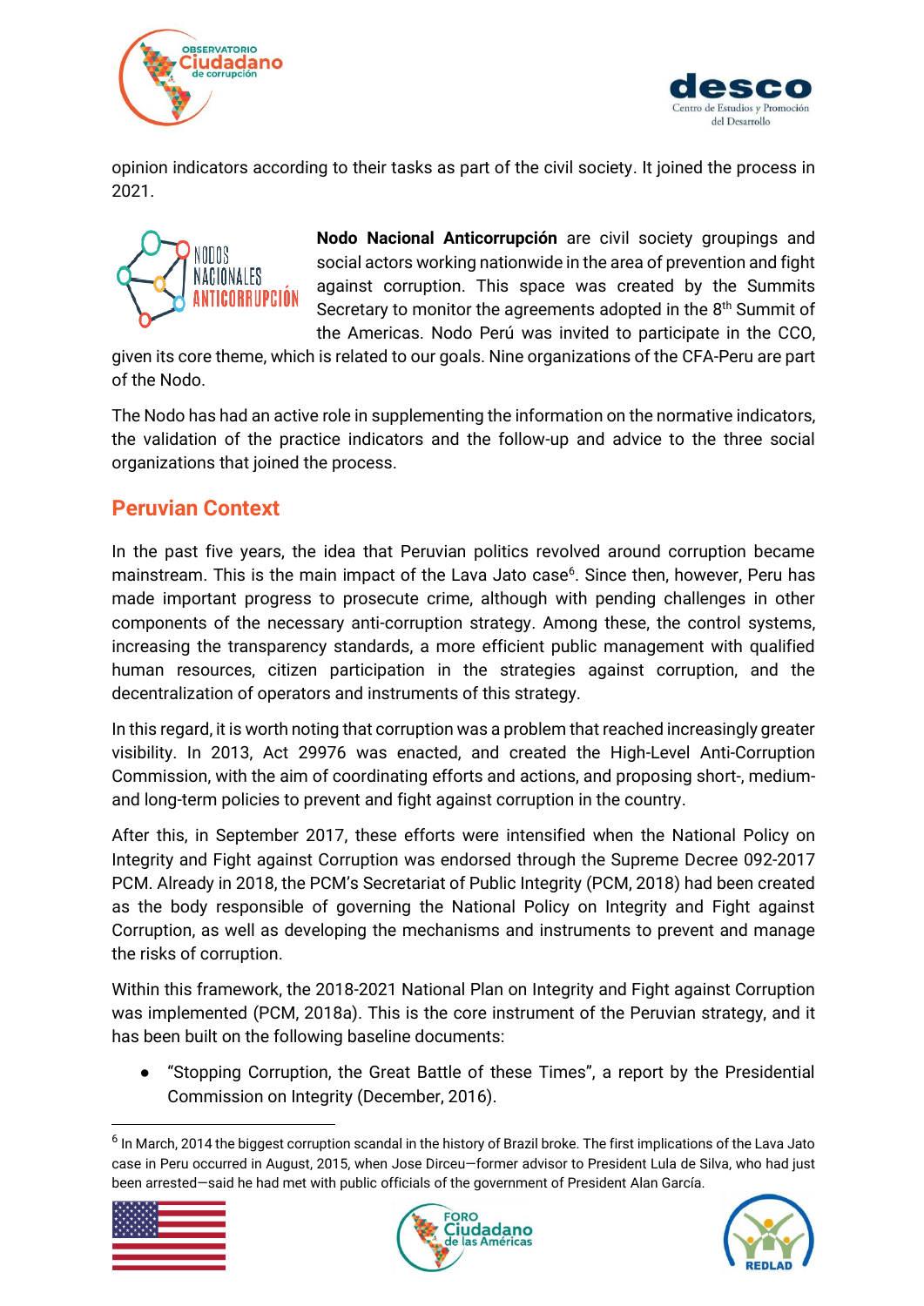opinion indicators according to their tasks as part of the civil society. It joined the process in 2021.

**Nodo Nacional Anticorrupción** are civil society groupings and social actors working nationwide in the area of prevention and fight against corruption. This space was created by the Summits Secretary to monitor the agreements adopted in the 8th Summit of the Americas. Nodo Perú was invited to participate in the CCO, given its core theme, which is related to our goals. Nine organizations of the CFA-Peru are part of the Nodo.

The Nodo has had an active role in supplementing the information on the normative indicators, the validation of the practice indicators and the follow-up and advice to the three social organizations that joined the process.

## Peruvian Context

In the past five years, the idea that Peruvian politics revolved around corruption became mainstream. This is the main impact of the Lava Jato case[6]. Since then, however, Peru has made important progress to prosecute crime, although with pending challenges in other components of the necessary anti-corruption strategy. Among these, the control systems, increasing the transparency standards, a more efficient public management with qualified human resources, citizen participation in the strategies against corruption, and the decentralization of operators and instruments of this strategy.

In this regard, it is worth noting that corruption was a problem that reached increasingly greater visibility. In 2013, Act 29976 was enacted, and created the High-Level Anti-Corruption Commission, with the aim of coordinating efforts and actions, and proposing short-, medium- and long-term policies to prevent and fight against corruption in the country.

After this, in September 2017, these efforts were intensified when the National Policy on Integrity and Fight against Corruption was endorsed through the Supreme Decree 092-2017 PCM. Already in 2018, the PCM's Secretariat of Public Integrity (PCM, 2018) had been created as the body responsible of governing the National Policy on Integrity and Fight against Corruption, as well as developing the mechanisms and instruments to prevent and manage the risks of corruption.

Within this framework, the 2018-2021 National Plan on Integrity and Fight against Corruption was implemented (PCM, 2018a). This is the core instrument of the Peruvian strategy, and it has been built on the following baseline documents:

- "Stopping Corruption, the Great Battle of these Times", a report by the Presidential Commission on Integrity (December, 2016).

[6] In March, 2014 the biggest corruption scandal in the history of Brazil broke. The first implications of the Lava Jato case in Peru occurred in August, 2015, when Jose Dirceu—former advisor to President Lula de Silva, who had just been arrested—said he had met with public officials of the government of President Alan García.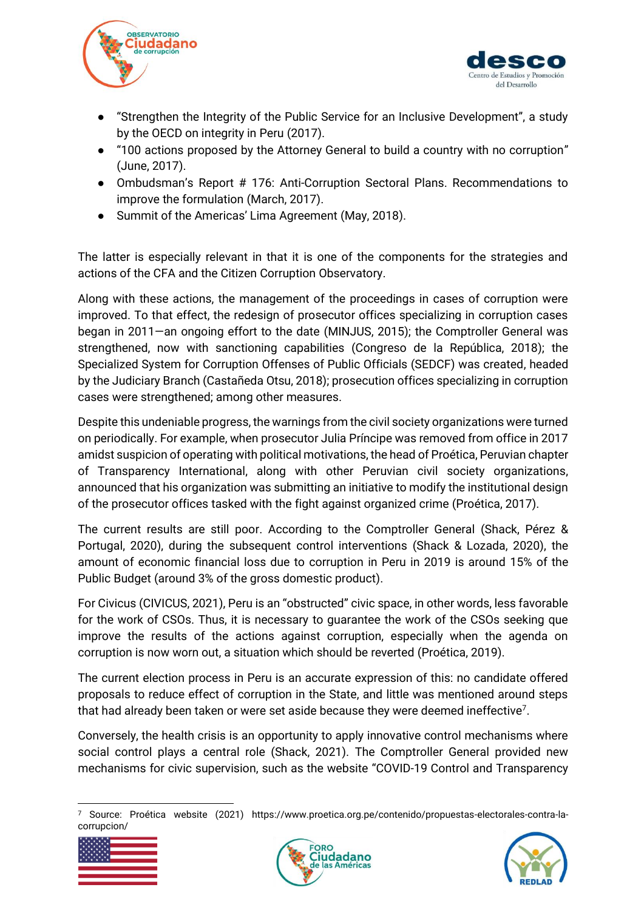- "Strengthen the Integrity of the Public Service for an Inclusive Development", a study by the OECD on integrity in Peru (2017).
- "100 actions proposed by the Attorney General to build a country with no corruption" (June, 2017).
- Ombudsman's Report # 176: Anti-Corruption Sectoral Plans. Recommendations to improve the formulation (March, 2017).
- Summit of the Americas' Lima Agreement (May, 2018).

The latter is especially relevant in that it is one of the components for the strategies and actions of the CFA and the Citizen Corruption Observatory.

Along with these actions, the management of the proceedings in cases of corruption were improved. To that effect, the redesign of prosecutor offices specializing in corruption cases began in 2011—an ongoing effort to the date (MINJUS, 2015); the Comptroller General was strengthened, now with sanctioning capabilities (Congreso de la República, 2018); the Specialized System for Corruption Offenses of Public Officials (SEDCF) was created, headed by the Judiciary Branch (Castañeda Otsu, 2018); prosecution offices specializing in corruption cases were strengthened; among other measures.

Despite this undeniable progress, the warnings from the civil society organizations were turned on periodically. For example, when prosecutor Julia Príncipe was removed from office in 2017 amidst suspicion of operating with political motivations, the head of Proética, Peruvian chapter of Transparency International, along with other Peruvian civil society organizations, announced that his organization was submitting an initiative to modify the institutional design of the prosecutor offices tasked with the fight against organized crime (Proética, 2017).

The current results are still poor. According to the Comptroller General (Shack, Pérez & Portugal, 2020), during the subsequent control interventions (Shack & Lozada, 2020), the amount of economic financial loss due to corruption in Peru in 2019 is around 15% of the Public Budget (around 3% of the gross domestic product).

For Civicus (CIVICUS, 2021), Peru is an "obstructed" civic space, in other words, less favorable for the work of CSOs. Thus, it is necessary to guarantee the work of the CSOs seeking que improve the results of the actions against corruption, especially when the agenda on corruption is now worn out, a situation which should be reverted (Proética, 2019).

The current election process in Peru is an accurate expression of this: no candidate offered proposals to reduce effect of corruption in the State, and little was mentioned around steps that had already been taken or were set aside because they were deemed ineffective[7].

Conversely, the health crisis is an opportunity to apply innovative control mechanisms where social control plays a central role (Shack, 2021). The Comptroller General provided new mechanisms for civic supervision, such as the website "COVID-19 Control and Transparency

[7] Source: Proética website (2021) https://www.proetica.org.pe/contenido/propuestas-electorales-contra-la-corrupcion/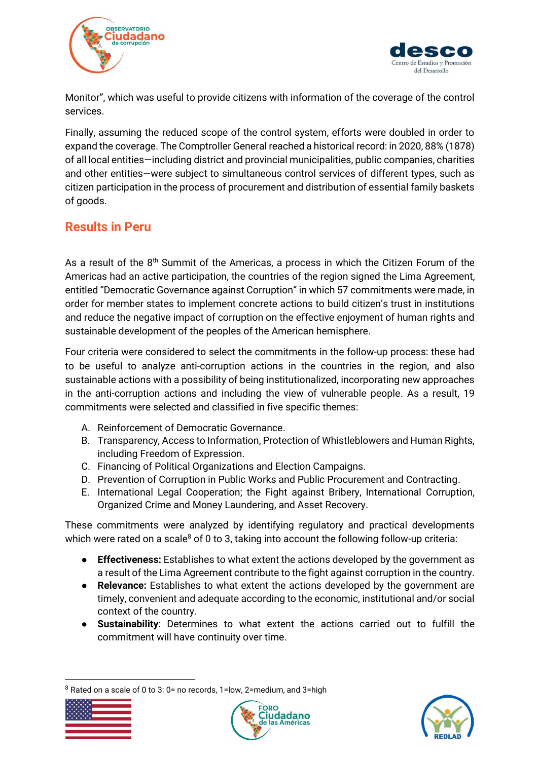Monitor", which was useful to provide citizens with information of the coverage of the control services.

Finally, assuming the reduced scope of the control system, efforts were doubled in order to expand the coverage. The Comptroller General reached a historical record: in 2020, 88% (1878) of all local entities—including district and provincial municipalities, public companies, charities and other entities—were subject to simultaneous control services of different types, such as citizen participation in the process of procurement and distribution of essential family baskets of goods.

## Results in Peru

As a result of the 8th Summit of the Americas, a process in which the Citizen Forum of the Americas had an active participation, the countries of the region signed the Lima Agreement, entitled "Democratic Governance against Corruption" in which 57 commitments were made, in order for member states to implement concrete actions to build citizen's trust in institutions and reduce the negative impact of corruption on the effective enjoyment of human rights and sustainable development of the peoples of the American hemisphere.

Four criteria were considered to select the commitments in the follow-up process: these had to be useful to analyze anti-corruption actions in the countries in the region, and also sustainable actions with a possibility of being institutionalized, incorporating new approaches in the anti-corruption actions and including the view of vulnerable people. As a result, 19 commitments were selected and classified in five specific themes:

A. Reinforcement of Democratic Governance.
B. Transparency, Access to Information, Protection of Whistleblowers and Human Rights, including Freedom of Expression.
C. Financing of Political Organizations and Election Campaigns.
D. Prevention of Corruption in Public Works and Public Procurement and Contracting.
E. International Legal Cooperation; the Fight against Bribery, International Corruption, Organized Crime and Money Laundering, and Asset Recovery.

These commitments were analyzed by identifying regulatory and practical developments which were rated on a scale[8] of 0 to 3, taking into account the following follow-up criteria:

- **Effectiveness:** Establishes to what extent the actions developed by the government as a result of the Lima Agreement contribute to the fight against corruption in the country.
- **Relevance:** Establishes to what extent the actions developed by the government are timely, convenient and adequate according to the economic, institutional and/or social context of the country.
- **Sustainability**: Determines to what extent the actions carried out to fulfill the commitment will have continuity over time.

[8] Rated on a scale of 0 to 3: 0= no records, 1=low, 2=medium, and 3=high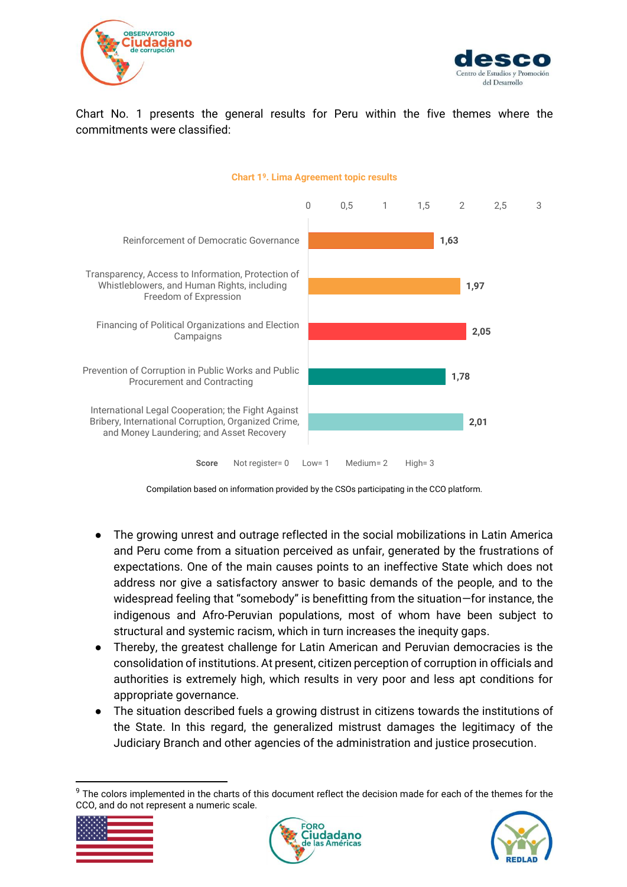Chart No. 1 presents the general results for Peru within the five themes where the commitments were classified:

**Chart 1[9]. Lima Agreement topic results**

| Topic | Score |
|---|---|
| Reinforcement of Democratic Governance | 1,63 |
| Transparency, Access to Information, Protection of Whistleblowers, and Human Rights, including Freedom of Expression | 1,97 |
| Financing of Political Organizations and Election Campaigns | 2,05 |
| Prevention of Corruption in Public Works and Public Procurement and Contracting | 1,78 |
| International Legal Cooperation; the Fight Against Bribery, International Corruption, Organized Crime, and Money Laundering; and Asset Recovery | 2,01 |

**Score** Not register= 0 Low= 1 Medium= 2 High= 3

Compilation based on information provided by the CSOs participating in the CCO platform.

- The growing unrest and outrage reflected in the social mobilizations in Latin America and Peru come from a situation perceived as unfair, generated by the frustrations of expectations. One of the main causes points to an ineffective State which does not address nor give a satisfactory answer to basic demands of the people, and to the widespread feeling that "somebody" is benefitting from the situation—for instance, the indigenous and Afro-Peruvian populations, most of whom have been subject to structural and systemic racism, which in turn increases the inequity gaps.
- Thereby, the greatest challenge for Latin American and Peruvian democracies is the consolidation of institutions. At present, citizen perception of corruption in officials and authorities is extremely high, which results in very poor and less apt conditions for appropriate governance.
- The situation described fuels a growing distrust in citizens towards the institutions of the State. In this regard, the generalized mistrust damages the legitimacy of the Judiciary Branch and other agencies of the administration and justice prosecution.

[9] The colors implemented in the charts of this document reflect the decision made for each of the themes for the CCO, and do not represent a numeric scale.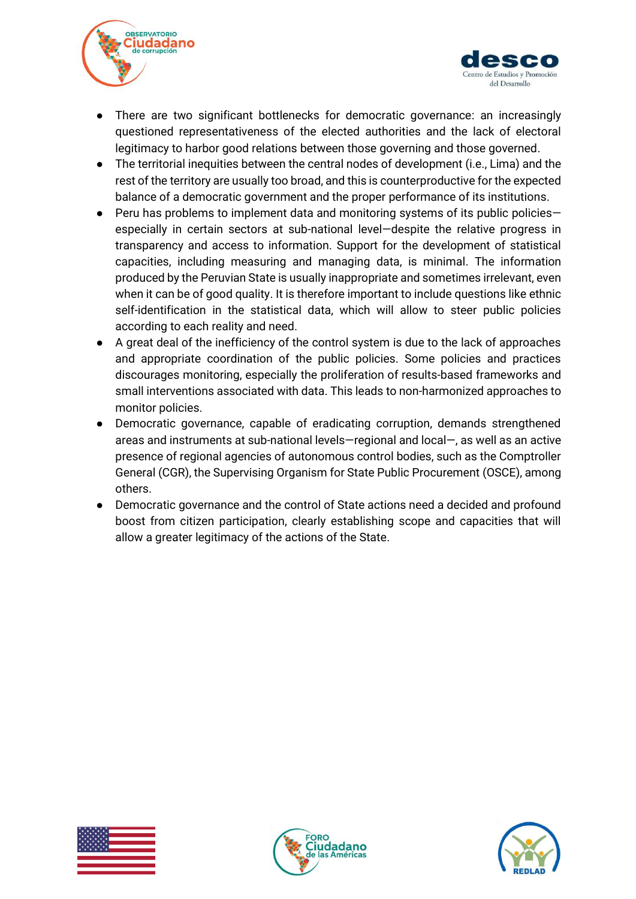- There are two significant bottlenecks for democratic governance: an increasingly questioned representativeness of the elected authorities and the lack of electoral legitimacy to harbor good relations between those governing and those governed.
- The territorial inequities between the central nodes of development (i.e., Lima) and the rest of the territory are usually too broad, and this is counterproductive for the expected balance of a democratic government and the proper performance of its institutions.
- Peru has problems to implement data and monitoring systems of its public policies—especially in certain sectors at sub-national level—despite the relative progress in transparency and access to information. Support for the development of statistical capacities, including measuring and managing data, is minimal. The information produced by the Peruvian State is usually inappropriate and sometimes irrelevant, even when it can be of good quality. It is therefore important to include questions like ethnic self-identification in the statistical data, which will allow to steer public policies according to each reality and need.
- A great deal of the inefficiency of the control system is due to the lack of approaches and appropriate coordination of the public policies. Some policies and practices discourages monitoring, especially the proliferation of results-based frameworks and small interventions associated with data. This leads to non-harmonized approaches to monitor policies.
- Democratic governance, capable of eradicating corruption, demands strengthened areas and instruments at sub-national levels—regional and local—, as well as an active presence of regional agencies of autonomous control bodies, such as the Comptroller General (CGR), the Supervising Organism for State Public Procurement (OSCE), among others.
- Democratic governance and the control of State actions need a decided and profound boost from citizen participation, clearly establishing scope and capacities that will allow a greater legitimacy of the actions of the State.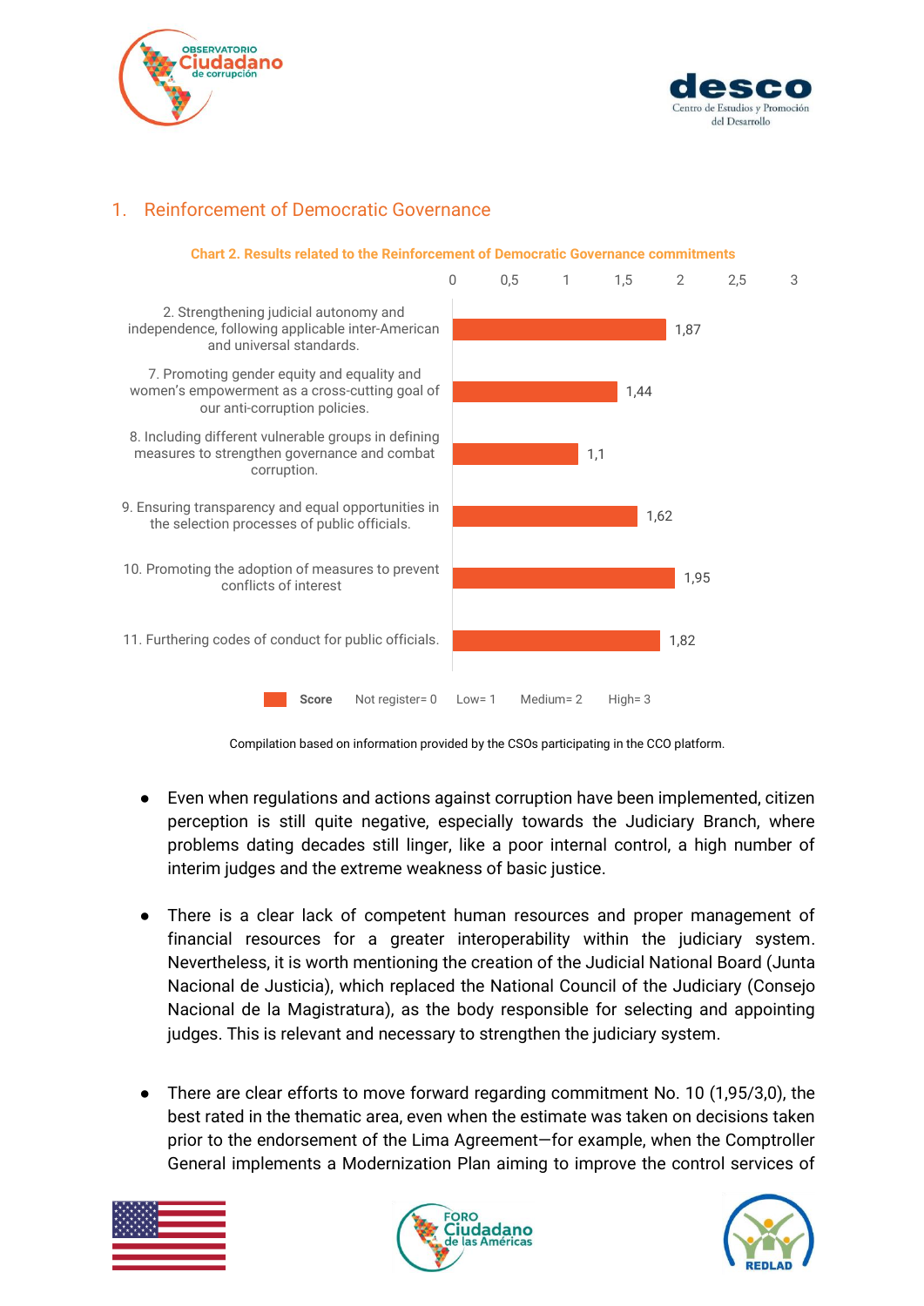## 1. Reinforcement of Democratic Governance

**Chart 2. Results related to the Reinforcement of Democratic Governance commitments**

| Commitment | Score |
|---|---|
| 2. Strengthening judicial autonomy and independence, following applicable inter-American and universal standards. | 1,87 |
| 7. Promoting gender equity and equality and women's empowerment as a cross-cutting goal of our anti-corruption policies. | 1,44 |
| 8. Including different vulnerable groups in defining measures to strengthen governance and combat corruption. | 1,1 |
| 9. Ensuring transparency and equal opportunities in the selection processes of public officials. | 1,62 |
| 10. Promoting the adoption of measures to prevent conflicts of interest | 1,95 |
| 11. Furthering codes of conduct for public officials. | 1,82 |

Score: Not register= 0 · Low= 1 · Medium= 2 · High= 3

Compilation based on information provided by the CSOs participating in the CCO platform.

- Even when regulations and actions against corruption have been implemented, citizen perception is still quite negative, especially towards the Judiciary Branch, where problems dating decades still linger, like a poor internal control, a high number of interim judges and the extreme weakness of basic justice.

- There is a clear lack of competent human resources and proper management of financial resources for a greater interoperability within the judiciary system. Nevertheless, it is worth mentioning the creation of the Judicial National Board (Junta Nacional de Justicia), which replaced the National Council of the Judiciary (Consejo Nacional de la Magistratura), as the body responsible for selecting and appointing judges. This is relevant and necessary to strengthen the judiciary system.

- There are clear efforts to move forward regarding commitment No. 10 (1,95/3,0), the best rated in the thematic area, even when the estimate was taken on decisions taken prior to the endorsement of the Lima Agreement—for example, when the Comptroller General implements a Modernization Plan aiming to improve the control services of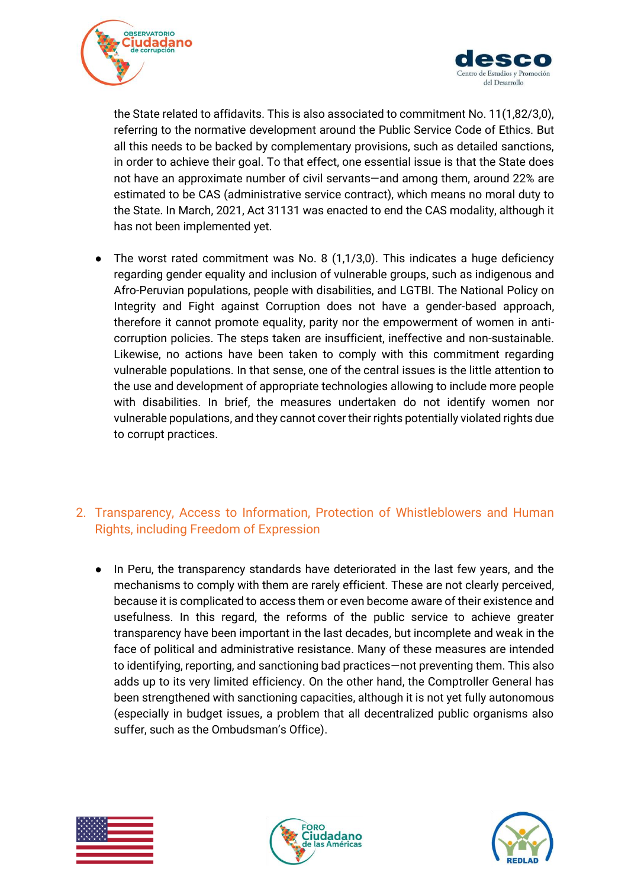the State related to affidavits. This is also associated to commitment No. 11(1,82/3,0), referring to the normative development around the Public Service Code of Ethics. But all this needs to be backed by complementary provisions, such as detailed sanctions, in order to achieve their goal. To that effect, one essential issue is that the State does not have an approximate number of civil servants—and among them, around 22% are estimated to be CAS (administrative service contract), which means no moral duty to the State. In March, 2021, Act 31131 was enacted to end the CAS modality, although it has not been implemented yet.

- The worst rated commitment was No. 8 (1,1/3,0). This indicates a huge deficiency regarding gender equality and inclusion of vulnerable groups, such as indigenous and Afro-Peruvian populations, people with disabilities, and LGTBI. The National Policy on Integrity and Fight against Corruption does not have a gender-based approach, therefore it cannot promote equality, parity nor the empowerment of women in anti-corruption policies. The steps taken are insufficient, ineffective and non-sustainable. Likewise, no actions have been taken to comply with this commitment regarding vulnerable populations. In that sense, one of the central issues is the little attention to the use and development of appropriate technologies allowing to include more people with disabilities. In brief, the measures undertaken do not identify women nor vulnerable populations, and they cannot cover their rights potentially violated rights due to corrupt practices.

## 2. Transparency, Access to Information, Protection of Whistleblowers and Human Rights, including Freedom of Expression

- In Peru, the transparency standards have deteriorated in the last few years, and the mechanisms to comply with them are rarely efficient. These are not clearly perceived, because it is complicated to access them or even become aware of their existence and usefulness. In this regard, the reforms of the public service to achieve greater transparency have been important in the last decades, but incomplete and weak in the face of political and administrative resistance. Many of these measures are intended to identifying, reporting, and sanctioning bad practices—not preventing them. This also adds up to its very limited efficiency. On the other hand, the Comptroller General has been strengthened with sanctioning capacities, although it is not yet fully autonomous (especially in budget issues, a problem that all decentralized public organisms also suffer, such as the Ombudsman's Office).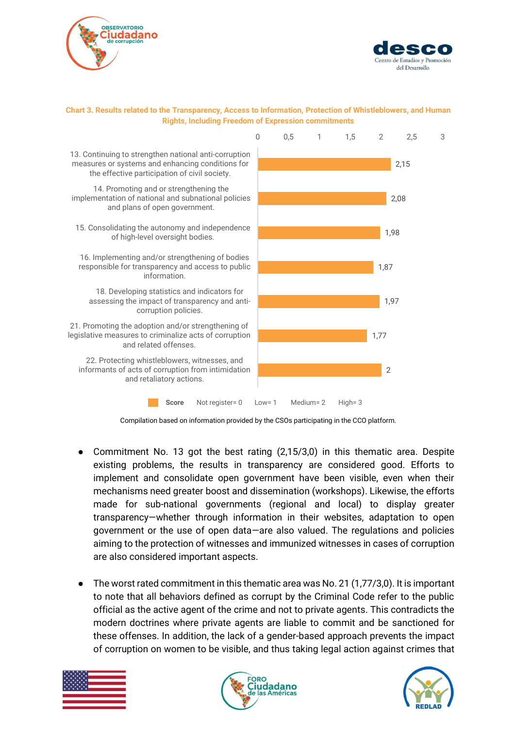**Chart 3. Results related to the Transparency, Access to Information, Protection of Whistleblowers, and Human Rights, Including Freedom of Expression commitments**

| Commitment | Score |
| --- | --- |
| 13. Continuing to strengthen national anti-corruption measures or systems and enhancing conditions for the effective participation of civil society. | 2,15 |
| 14. Promoting and or strengthening the implementation of national and subnational policies and plans of open government. | 2,08 |
| 15. Consolidating the autonomy and independence of high-level oversight bodies. | 1,98 |
| 16. Implementing and/or strengthening of bodies responsible for transparency and access to public information. | 1,87 |
| 18. Developing statistics and indicators for assessing the impact of transparency and anti-corruption policies. | 1,97 |
| 21. Promoting the adoption and/or strengthening of legislative measures to criminalize acts of corruption and related offenses. | 1,77 |
| 22. Protecting whistleblowers, witnesses, and informants of acts of corruption from intimidation and retaliatory actions. | 2 |

Score: Not register= 0 Low= 1 Medium= 2 High= 3

Compilation based on information provided by the CSOs participating in the CCO platform.

- Commitment No. 13 got the best rating (2,15/3,0) in this thematic area. Despite existing problems, the results in transparency are considered good. Efforts to implement and consolidate open government have been visible, even when their mechanisms need greater boost and dissemination (workshops). Likewise, the efforts made for sub-national governments (regional and local) to display greater transparency—whether through information in their websites, adaptation to open government or the use of open data—are also valued. The regulations and policies aiming to the protection of witnesses and immunized witnesses in cases of corruption are also considered important aspects.

- The worst rated commitment in this thematic area was No. 21 (1,77/3,0). It is important to note that all behaviors defined as corrupt by the Criminal Code refer to the public official as the active agent of the crime and not to private agents. This contradicts the modern doctrines where private agents are liable to commit and be sanctioned for these offenses. In addition, the lack of a gender-based approach prevents the impact of corruption on women to be visible, and thus taking legal action against crimes that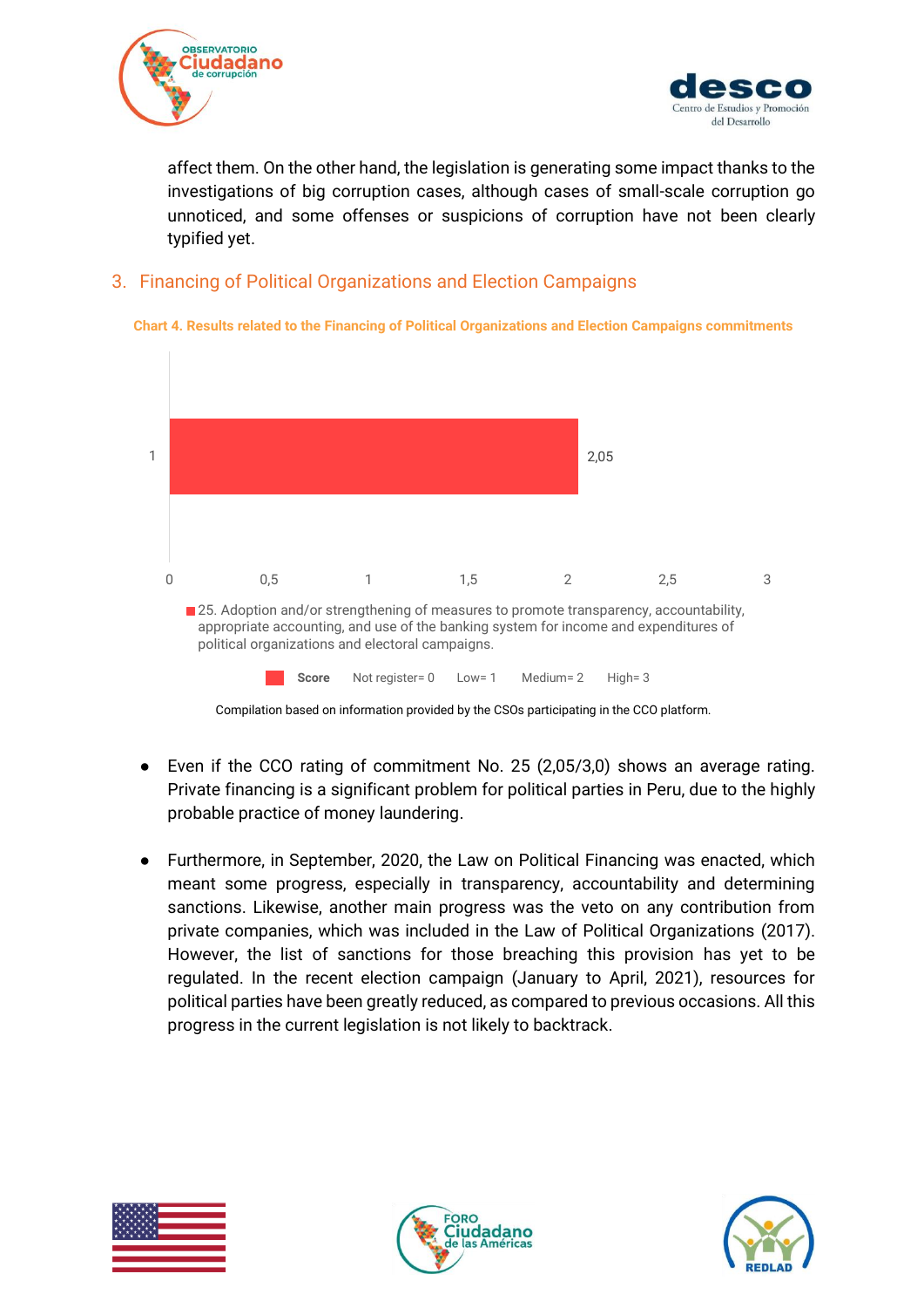affect them. On the other hand, the legislation is generating some impact thanks to the investigations of big corruption cases, although cases of small-scale corruption go unnoticed, and some offenses or suspicions of corruption have not been clearly typified yet.

## 3. Financing of Political Organizations and Election Campaigns

**Chart 4. Results related to the Financing of Political Organizations and Election Campaigns commitments**

| | Score |
|---|---|
| 25. Adoption and/or strengthening of measures to promote transparency, accountability, appropriate accounting, and use of the banking system for income and expenditures of political organizations and electoral campaigns. | 2,05 |

Score: Not register= 0 Low= 1 Medium= 2 High= 3

Compilation based on information provided by the CSOs participating in the CCO platform.

- Even if the CCO rating of commitment No. 25 (2,05/3,0) shows an average rating. Private financing is a significant problem for political parties in Peru, due to the highly probable practice of money laundering.

- Furthermore, in September, 2020, the Law on Political Financing was enacted, which meant some progress, especially in transparency, accountability and determining sanctions. Likewise, another main progress was the veto on any contribution from private companies, which was included in the Law of Political Organizations (2017). However, the list of sanctions for those breaching this provision has yet to be regulated. In the recent election campaign (January to April, 2021), resources for political parties have been greatly reduced, as compared to previous occasions. All this progress in the current legislation is not likely to backtrack.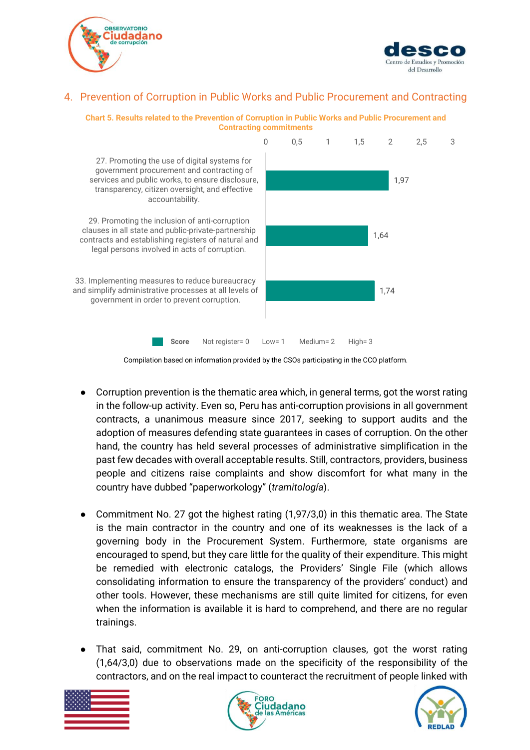## 4. Prevention of Corruption in Public Works and Public Procurement and Contracting

**Chart 5. Results related to the Prevention of Corruption in Public Works and Public Procurement and Contracting commitments**

| Commitment | Score |
|---|---|
| 27. Promoting the use of digital systems for government procurement and contracting of services and public works, to ensure disclosure, transparency, citizen oversight, and effective accountability. | 1,97 |
| 29. Promoting the inclusion of anti-corruption clauses in all state and public-private-partnership contracts and establishing registers of natural and legal persons involved in acts of corruption. | 1,64 |
| 33. Implementing measures to reduce bureaucracy and simplify administrative processes at all levels of government in order to prevent corruption. | 1,74 |

**Score** Not register= 0 Low= 1 Medium= 2 High= 3

Compilation based on information provided by the CSOs participating in the CCO platform.

- Corruption prevention is the thematic area which, in general terms, got the worst rating in the follow-up activity. Even so, Peru has anti-corruption provisions in all government contracts, a unanimous measure since 2017, seeking to support audits and the adoption of measures defending state guarantees in cases of corruption. On the other hand, the country has held several processes of administrative simplification in the past few decades with overall acceptable results. Still, contractors, providers, business people and citizens raise complaints and show discomfort for what many in the country have dubbed "paperworkology" (*tramitología*).

- Commitment No. 27 got the highest rating (1,97/3,0) in this thematic area. The State is the main contractor in the country and one of its weaknesses is the lack of a governing body in the Procurement System. Furthermore, state organisms are encouraged to spend, but they care little for the quality of their expenditure. This might be remedied with electronic catalogs, the Providers' Single File (which allows consolidating information to ensure the transparency of the providers' conduct) and other tools. However, these mechanisms are still quite limited for citizens, for even when the information is available it is hard to comprehend, and there are no regular trainings.

- That said, commitment No. 29, on anti-corruption clauses, got the worst rating (1,64/3,0) due to observations made on the specificity of the responsibility of the contractors, and on the real impact to counteract the recruitment of people linked with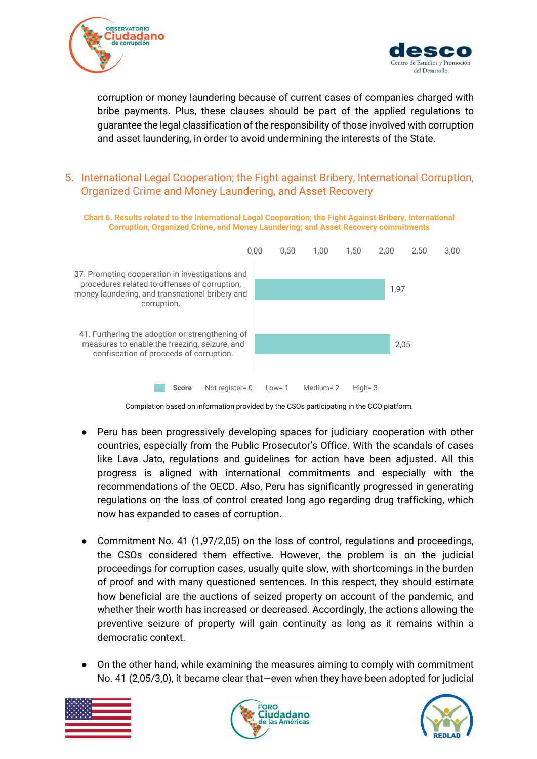corruption or money laundering because of current cases of companies charged with bribe payments. Plus, these clauses should be part of the applied regulations to guarantee the legal classification of the responsibility of those involved with corruption and asset laundering, in order to avoid undermining the interests of the State.

## 5. International Legal Cooperation; the Fight against Bribery, International Corruption, Organized Crime and Money Laundering, and Asset Recovery

**Chart 6. Results related to the International Legal Cooperation; the Fight Against Bribery, International Corruption, Organized Crime, and Money Laundering; and Asset Recovery commitments**

| Commitment | Score |
|---|---|
| 37. Promoting cooperation in investigations and procedures related to offenses of corruption, money laundering, and transnational bribery and corruption. | 1,97 |
| 41. Furthering the adoption or strengthening of measures to enable the freezing, seizure, and confiscation of proceeds of corruption. | 2,05 |

Score: Not register= 0, Low= 1, Medium= 2, High= 3

Compilation based on information provided by the CSOs participating in the CCO platform.

- Peru has been progressively developing spaces for judiciary cooperation with other countries, especially from the Public Prosecutor's Office. With the scandals of cases like Lava Jato, regulations and guidelines for action have been adjusted. All this progress is aligned with international commitments and especially with the recommendations of the OECD. Also, Peru has significantly progressed in generating regulations on the loss of control created long ago regarding drug trafficking, which now has expanded to cases of corruption.

- Commitment No. 41 (1,97/2,05) on the loss of control, regulations and proceedings, the CSOs considered them effective. However, the problem is on the judicial proceedings for corruption cases, usually quite slow, with shortcomings in the burden of proof and with many questioned sentences. In this respect, they should estimate how beneficial are the auctions of seized property on account of the pandemic, and whether their worth has increased or decreased. Accordingly, the actions allowing the preventive seizure of property will gain continuity as long as it remains within a democratic context.

- On the other hand, while examining the measures aiming to comply with commitment No. 41 (2,05/3,0), it became clear that—even when they have been adopted for judicial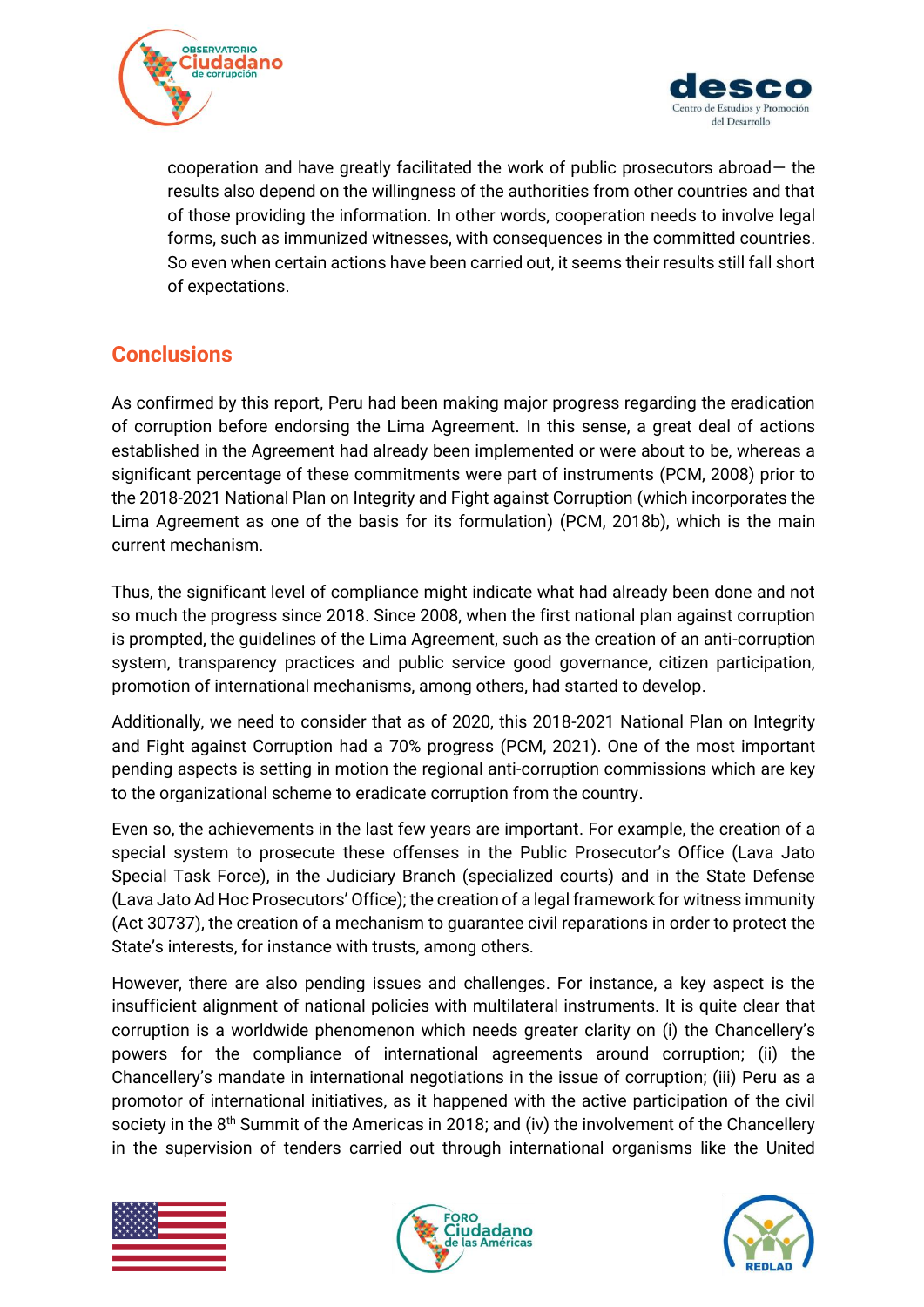cooperation and have greatly facilitated the work of public prosecutors abroad— the results also depend on the willingness of the authorities from other countries and that of those providing the information. In other words, cooperation needs to involve legal forms, such as immunized witnesses, with consequences in the committed countries. So even when certain actions have been carried out, it seems their results still fall short of expectations.

## Conclusions

As confirmed by this report, Peru had been making major progress regarding the eradication of corruption before endorsing the Lima Agreement. In this sense, a great deal of actions established in the Agreement had already been implemented or were about to be, whereas a significant percentage of these commitments were part of instruments (PCM, 2008) prior to the 2018-2021 National Plan on Integrity and Fight against Corruption (which incorporates the Lima Agreement as one of the basis for its formulation) (PCM, 2018b), which is the main current mechanism.

Thus, the significant level of compliance might indicate what had already been done and not so much the progress since 2018. Since 2008, when the first national plan against corruption is prompted, the guidelines of the Lima Agreement, such as the creation of an anti-corruption system, transparency practices and public service good governance, citizen participation, promotion of international mechanisms, among others, had started to develop.

Additionally, we need to consider that as of 2020, this 2018-2021 National Plan on Integrity and Fight against Corruption had a 70% progress (PCM, 2021). One of the most important pending aspects is setting in motion the regional anti-corruption commissions which are key to the organizational scheme to eradicate corruption from the country.

Even so, the achievements in the last few years are important. For example, the creation of a special system to prosecute these offenses in the Public Prosecutor's Office (Lava Jato Special Task Force), in the Judiciary Branch (specialized courts) and in the State Defense (Lava Jato Ad Hoc Prosecutors' Office); the creation of a legal framework for witness immunity (Act 30737), the creation of a mechanism to guarantee civil reparations in order to protect the State's interests, for instance with trusts, among others.

However, there are also pending issues and challenges. For instance, a key aspect is the insufficient alignment of national policies with multilateral instruments. It is quite clear that corruption is a worldwide phenomenon which needs greater clarity on (i) the Chancellery's powers for the compliance of international agreements around corruption; (ii) the Chancellery's mandate in international negotiations in the issue of corruption; (iii) Peru as a promotor of international initiatives, as it happened with the active participation of the civil society in the 8th Summit of the Americas in 2018; and (iv) the involvement of the Chancellery in the supervision of tenders carried out through international organisms like the United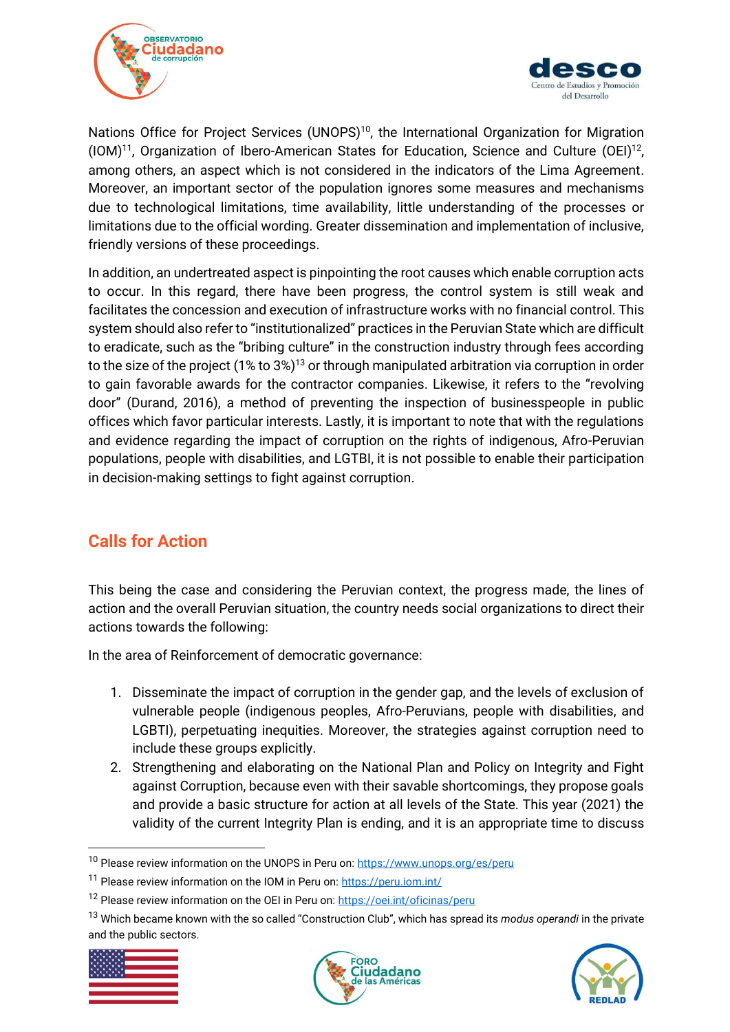Nations Office for Project Services (UNOPS)[10], the International Organization for Migration (IOM)[11], Organization of Ibero-American States for Education, Science and Culture (OEI)[12], among others, an aspect which is not considered in the indicators of the Lima Agreement. Moreover, an important sector of the population ignores some measures and mechanisms due to technological limitations, time availability, little understanding of the processes or limitations due to the official wording. Greater dissemination and implementation of inclusive, friendly versions of these proceedings.

In addition, an undertreated aspect is pinpointing the root causes which enable corruption acts to occur. In this regard, there have been progress, the control system is still weak and facilitates the concession and execution of infrastructure works with no financial control. This system should also refer to "institutionalized" practices in the Peruvian State which are difficult to eradicate, such as the "bribing culture" in the construction industry through fees according to the size of the project (1% to 3%)[13] or through manipulated arbitration via corruption in order to gain favorable awards for the contractor companies. Likewise, it refers to the "revolving door" (Durand, 2016), a method of preventing the inspection of businesspeople in public offices which favor particular interests. Lastly, it is important to note that with the regulations and evidence regarding the impact of corruption on the rights of indigenous, Afro-Peruvian populations, people with disabilities, and LGTBI, it is not possible to enable their participation in decision-making settings to fight against corruption.

## Calls for Action

This being the case and considering the Peruvian context, the progress made, the lines of action and the overall Peruvian situation, the country needs social organizations to direct their actions towards the following:

In the area of Reinforcement of democratic governance:

1. Disseminate the impact of corruption in the gender gap, and the levels of exclusion of vulnerable people (indigenous peoples, Afro-Peruvians, people with disabilities, and LGBTI), perpetuating inequities. Moreover, the strategies against corruption need to include these groups explicitly.
2. Strengthening and elaborating on the National Plan and Policy on Integrity and Fight against Corruption, because even with their savable shortcomings, they propose goals and provide a basic structure for action at all levels of the State. This year (2021) the validity of the current Integrity Plan is ending, and it is an appropriate time to discuss

---

[10] Please review information on the UNOPS in Peru on: https://www.unops.org/es/peru

[11] Please review information on the IOM in Peru on: https://peru.iom.int/

[12] Please review information on the OEI in Peru on: https://oei.int/oficinas/peru

[13] Which became known with the so called "Construction Club", which has spread its *modus operandi* in the private and the public sectors.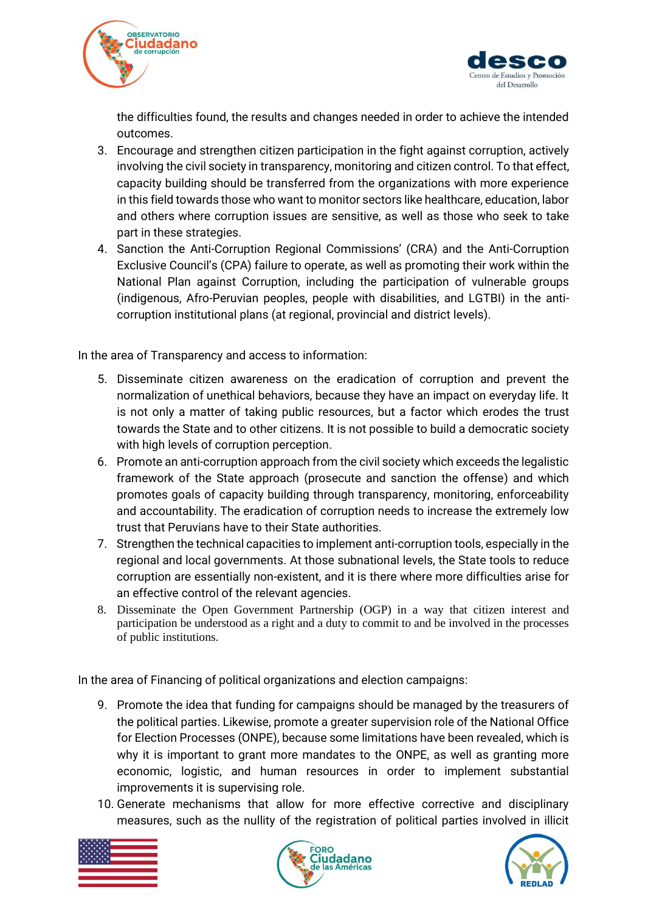the difficulties found, the results and changes needed in order to achieve the intended outcomes.

3. Encourage and strengthen citizen participation in the fight against corruption, actively involving the civil society in transparency, monitoring and citizen control. To that effect, capacity building should be transferred from the organizations with more experience in this field towards those who want to monitor sectors like healthcare, education, labor and others where corruption issues are sensitive, as well as those who seek to take part in these strategies.
4. Sanction the Anti-Corruption Regional Commissions' (CRA) and the Anti-Corruption Exclusive Council's (CPA) failure to operate, as well as promoting their work within the National Plan against Corruption, including the participation of vulnerable groups (indigenous, Afro-Peruvian peoples, people with disabilities, and LGTBI) in the anti-corruption institutional plans (at regional, provincial and district levels).

In the area of Transparency and access to information:

5. Disseminate citizen awareness on the eradication of corruption and prevent the normalization of unethical behaviors, because they have an impact on everyday life. It is not only a matter of taking public resources, but a factor which erodes the trust towards the State and to other citizens. It is not possible to build a democratic society with high levels of corruption perception.
6. Promote an anti-corruption approach from the civil society which exceeds the legalistic framework of the State approach (prosecute and sanction the offense) and which promotes goals of capacity building through transparency, monitoring, enforceability and accountability. The eradication of corruption needs to increase the extremely low trust that Peruvians have to their State authorities.
7. Strengthen the technical capacities to implement anti-corruption tools, especially in the regional and local governments. At those subnational levels, the State tools to reduce corruption are essentially non-existent, and it is there where more difficulties arise for an effective control of the relevant agencies.
8. Disseminate the Open Government Partnership (OGP) in a way that citizen interest and participation be understood as a right and a duty to commit to and be involved in the processes of public institutions.

In the area of Financing of political organizations and election campaigns:

9. Promote the idea that funding for campaigns should be managed by the treasurers of the political parties. Likewise, promote a greater supervision role of the National Office for Election Processes (ONPE), because some limitations have been revealed, which is why it is important to grant more mandates to the ONPE, as well as granting more economic, logistic, and human resources in order to implement substantial improvements it is supervising role.
10. Generate mechanisms that allow for more effective corrective and disciplinary measures, such as the nullity of the registration of political parties involved in illicit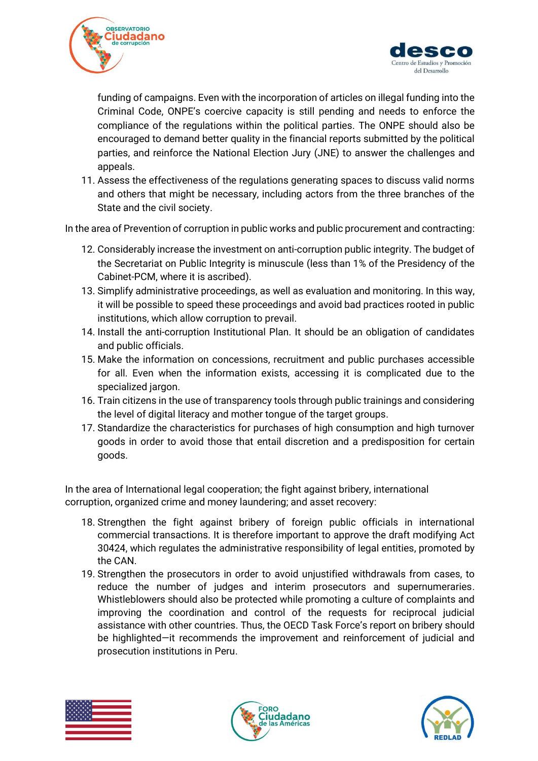funding of campaigns. Even with the incorporation of articles on illegal funding into the Criminal Code, ONPE's coercive capacity is still pending and needs to enforce the compliance of the regulations within the political parties. The ONPE should also be encouraged to demand better quality in the financial reports submitted by the political parties, and reinforce the National Election Jury (JNE) to answer the challenges and appeals.

11. Assess the effectiveness of the regulations generating spaces to discuss valid norms and others that might be necessary, including actors from the three branches of the State and the civil society.

In the area of Prevention of corruption in public works and public procurement and contracting:

12. Considerably increase the investment on anti-corruption public integrity. The budget of the Secretariat on Public Integrity is minuscule (less than 1% of the Presidency of the Cabinet-PCM, where it is ascribed).
13. Simplify administrative proceedings, as well as evaluation and monitoring. In this way, it will be possible to speed these proceedings and avoid bad practices rooted in public institutions, which allow corruption to prevail.
14. Install the anti-corruption Institutional Plan. It should be an obligation of candidates and public officials.
15. Make the information on concessions, recruitment and public purchases accessible for all. Even when the information exists, accessing it is complicated due to the specialized jargon.
16. Train citizens in the use of transparency tools through public trainings and considering the level of digital literacy and mother tongue of the target groups.
17. Standardize the characteristics for purchases of high consumption and high turnover goods in order to avoid those that entail discretion and a predisposition for certain goods.

In the area of International legal cooperation; the fight against bribery, international corruption, organized crime and money laundering; and asset recovery:

18. Strengthen the fight against bribery of foreign public officials in international commercial transactions. It is therefore important to approve the draft modifying Act 30424, which regulates the administrative responsibility of legal entities, promoted by the CAN.
19. Strengthen the prosecutors in order to avoid unjustified withdrawals from cases, to reduce the number of judges and interim prosecutors and supernumeraries. Whistleblowers should also be protected while promoting a culture of complaints and improving the coordination and control of the requests for reciprocal judicial assistance with other countries. Thus, the OECD Task Force's report on bribery should be highlighted—it recommends the improvement and reinforcement of judicial and prosecution institutions in Peru.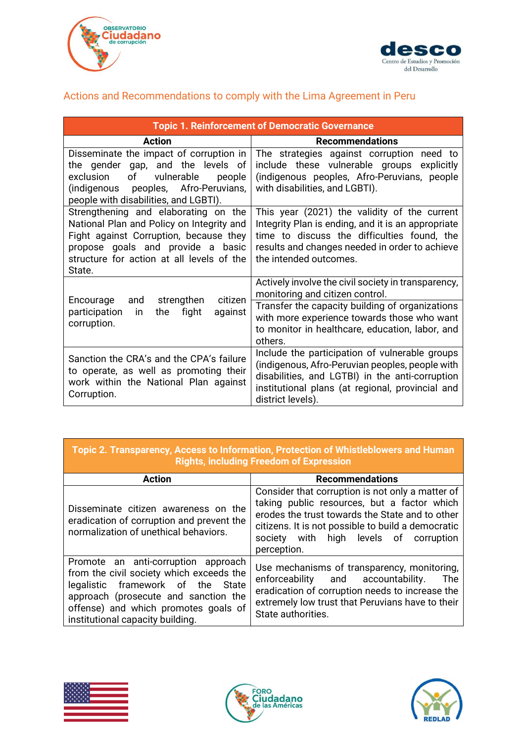## Actions and Recommendations to comply with the Lima Agreement in Peru

| Topic 1. Reinforcement of Democratic Governance | |
|---|---|
| **Action** | **Recommendations** |
| Disseminate the impact of corruption in the gender gap, and the levels of exclusion of vulnerable people (indigenous peoples, Afro-Peruvians, people with disabilities, and LGBTI). | The strategies against corruption need to include these vulnerable groups explicitly (indigenous peoples, Afro-Peruvians, people with disabilities, and LGBTI). |
| Strengthening and elaborating on the National Plan and Policy on Integrity and Fight against Corruption, because they propose goals and provide a basic structure for action at all levels of the State. | This year (2021) the validity of the current Integrity Plan is ending, and it is an appropriate time to discuss the difficulties found, the results and changes needed in order to achieve the intended outcomes. |
| Encourage and strengthen citizen participation in the fight against corruption. | Actively involve the civil society in transparency, monitoring and citizen control. |
| | Transfer the capacity building of organizations with more experience towards those who want to monitor in healthcare, education, labor, and others. |
| Sanction the CRA's and the CPA's failure to operate, as well as promoting their work within the National Plan against Corruption. | Include the participation of vulnerable groups (indigenous, Afro-Peruvian peoples, people with disabilities, and LGTBI) in the anti-corruption institutional plans (at regional, provincial and district levels). |

| Topic 2. Transparency, Access to Information, Protection of Whistleblowers and Human Rights, including Freedom of Expression | |
|---|---|
| **Action** | **Recommendations** |
| Disseminate citizen awareness on the eradication of corruption and prevent the normalization of unethical behaviors. | Consider that corruption is not only a matter of taking public resources, but a factor which erodes the trust towards the State and to other citizens. It is not possible to build a democratic society with high levels of corruption perception. |
| Promote an anti-corruption approach from the civil society which exceeds the legalistic framework of the State approach (prosecute and sanction the offense) and which promotes goals of institutional capacity building. | Use mechanisms of transparency, monitoring, enforceability and accountability. The eradication of corruption needs to increase the extremely low trust that Peruvians have to their State authorities. |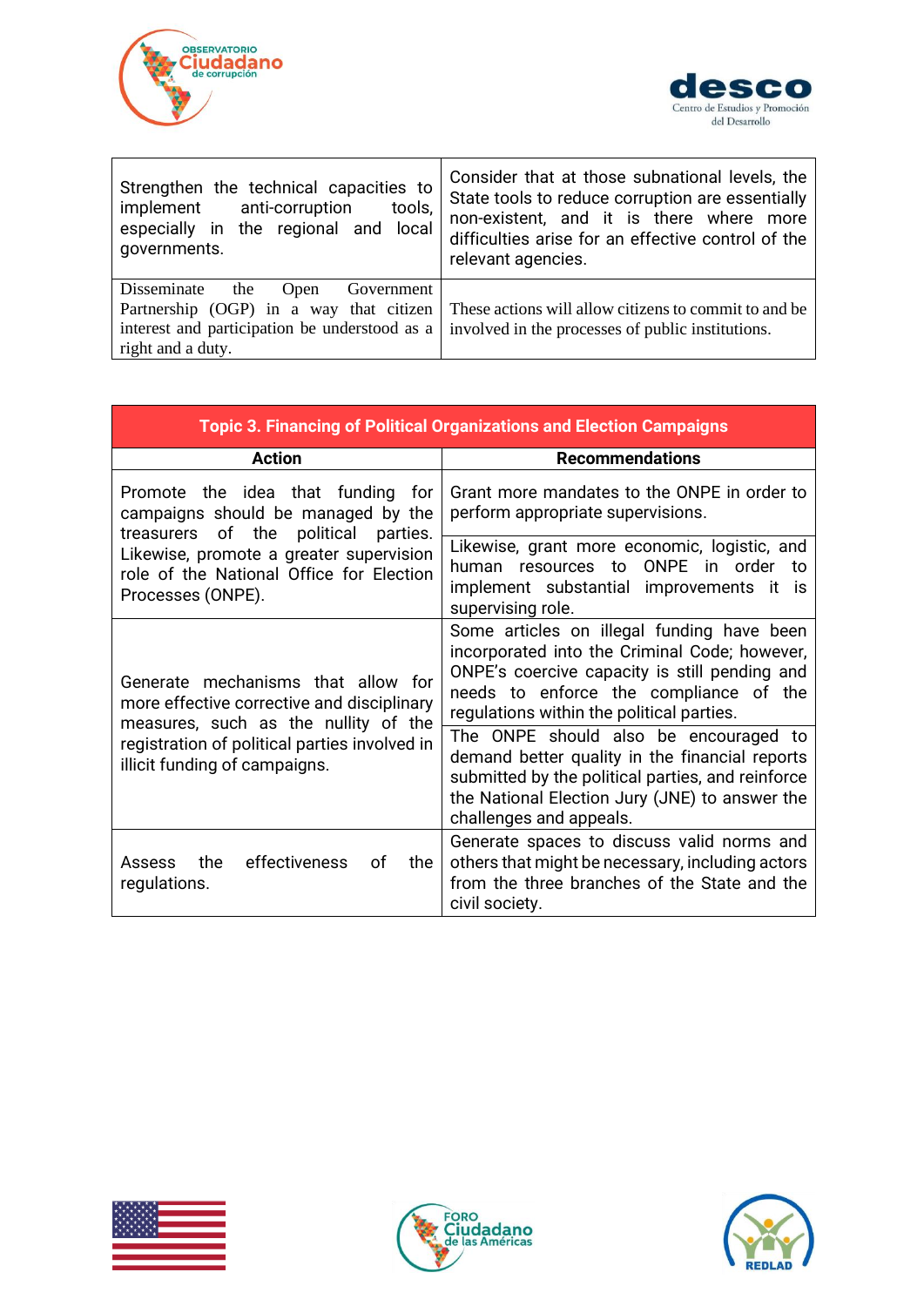| | |
|---|---|
| Strengthen the technical capacities to implement anti-corruption tools, especially in the regional and local governments. | Consider that at those subnational levels, the State tools to reduce corruption are essentially non-existent, and it is there where more difficulties arise for an effective control of the relevant agencies. |
| Disseminate the Open Government Partnership (OGP) in a way that citizen interest and participation be understood as a right and a duty. | These actions will allow citizens to commit to and be involved in the processes of public institutions. |

| **Topic 3. Financing of Political Organizations and Election Campaigns** | |
|---|---|
| **Action** | **Recommendations** |
| Promote the idea that funding for campaigns should be managed by the treasurers of the political parties. Likewise, promote a greater supervision role of the National Office for Election Processes (ONPE). | Grant more mandates to the ONPE in order to perform appropriate supervisions. |
| | Likewise, grant more economic, logistic, and human resources to ONPE in order to implement substantial improvements it is supervising role. |
| Generate mechanisms that allow for more effective corrective and disciplinary measures, such as the nullity of the registration of political parties involved in illicit funding of campaigns. | Some articles on illegal funding have been incorporated into the Criminal Code; however, ONPE's coercive capacity is still pending and needs to enforce the compliance of the regulations within the political parties. |
| | The ONPE should also be encouraged to demand better quality in the financial reports submitted by the political parties, and reinforce the National Election Jury (JNE) to answer the challenges and appeals. |
| Assess the effectiveness of the regulations. | Generate spaces to discuss valid norms and others that might be necessary, including actors from the three branches of the State and the civil society. |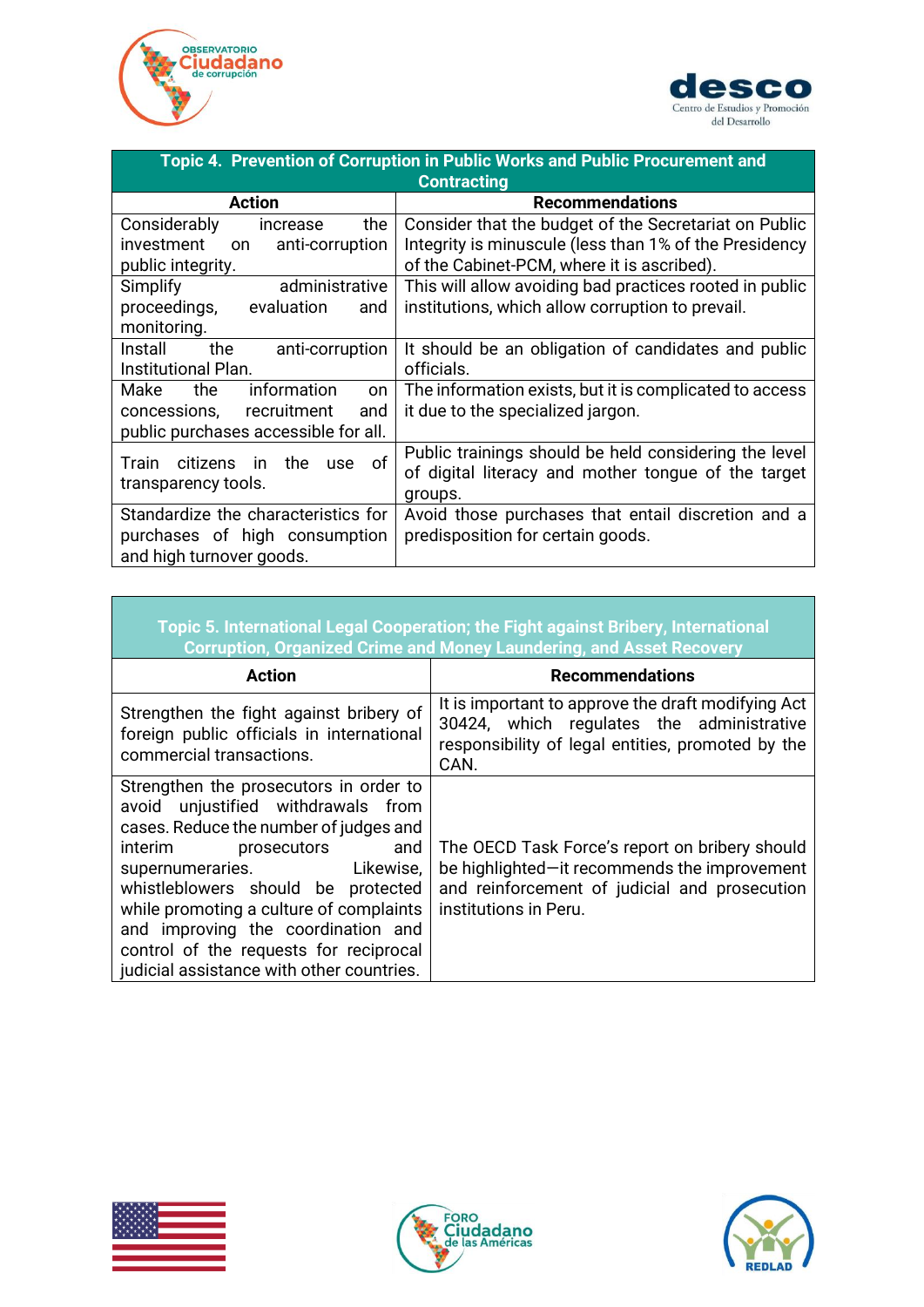| Topic 4. Prevention of Corruption in Public Works and Public Procurement and Contracting | |
|---|---|
| **Action** | **Recommendations** |
| Considerably increase the investment on anti-corruption public integrity. | Consider that the budget of the Secretariat on Public Integrity is minuscule (less than 1% of the Presidency of the Cabinet-PCM, where it is ascribed). |
| Simplify administrative proceedings, evaluation and monitoring. | This will allow avoiding bad practices rooted in public institutions, which allow corruption to prevail. |
| Install the anti-corruption Institutional Plan. | It should be an obligation of candidates and public officials. |
| Make the information on concessions, recruitment and public purchases accessible for all. | The information exists, but it is complicated to access it due to the specialized jargon. |
| Train citizens in the use of transparency tools. | Public trainings should be held considering the level of digital literacy and mother tongue of the target groups. |
| Standardize the characteristics for purchases of high consumption and high turnover goods. | Avoid those purchases that entail discretion and a predisposition for certain goods. |

| Topic 5. International Legal Cooperation; the Fight against Bribery, International Corruption, Organized Crime and Money Laundering, and Asset Recovery | |
|---|---|
| **Action** | **Recommendations** |
| Strengthen the fight against bribery of foreign public officials in international commercial transactions. | It is important to approve the draft modifying Act 30424, which regulates the administrative responsibility of legal entities, promoted by the CAN. |
| Strengthen the prosecutors in order to avoid unjustified withdrawals from cases. Reduce the number of judges and interim prosecutors and supernumeraries. Likewise, whistleblowers should be protected while promoting a culture of complaints and improving the coordination and control of the requests for reciprocal judicial assistance with other countries. | The OECD Task Force's report on bribery should be highlighted—it recommends the improvement and reinforcement of judicial and prosecution institutions in Peru. |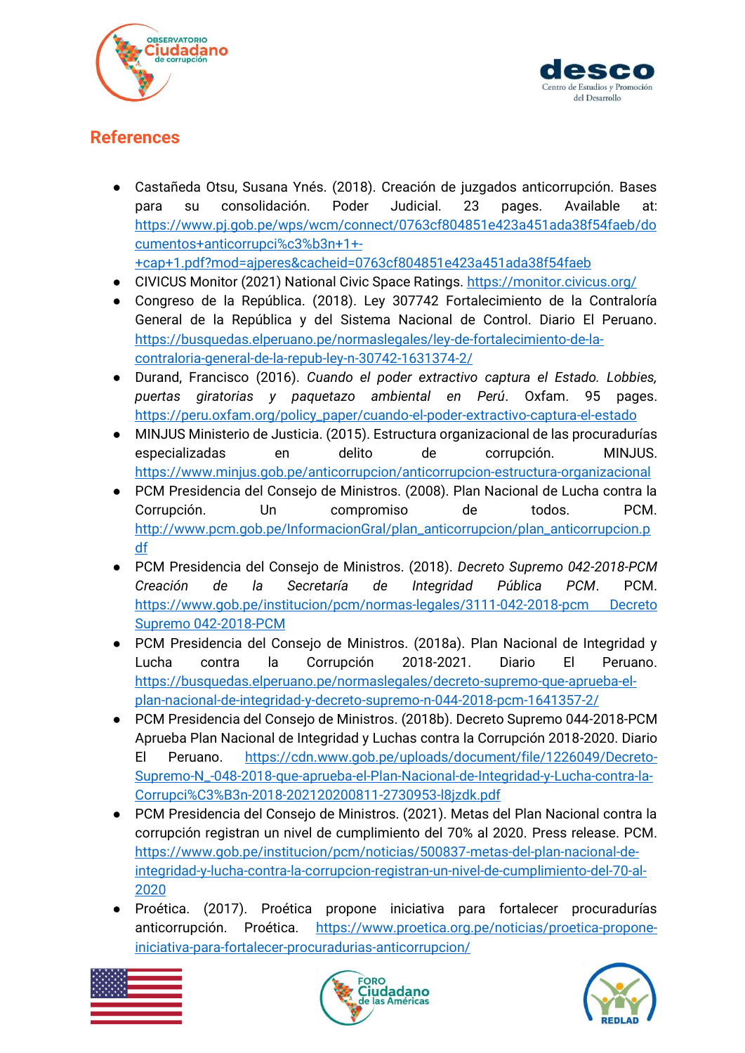## References

- Castañeda Otsu, Susana Ynés. (2018). Creación de juzgados anticorrupción. Bases para su consolidación. Poder Judicial. 23 pages. Available at: https://www.pj.gob.pe/wps/wcm/connect/0763cf804851e423a451ada38f54faeb/documentos+anticorrupci%c3%b3n+1+-+cap+1.pdf?mod=ajperes&cacheid=0763cf804851e423a451ada38f54faeb
- CIVICUS Monitor (2021) National Civic Space Ratings. https://monitor.civicus.org/
- Congreso de la República. (2018). Ley 307742 Fortalecimiento de la Contraloría General de la República y del Sistema Nacional de Control. Diario El Peruano. https://busquedas.elperuano.pe/normaslegales/ley-de-fortalecimiento-de-la-contraloria-general-de-la-repub-ley-n-30742-1631374-2/
- Durand, Francisco (2016). *Cuando el poder extractivo captura el Estado. Lobbies, puertas giratorias y paquetazo ambiental en Perú*. Oxfam. 95 pages. https://peru.oxfam.org/policy_paper/cuando-el-poder-extractivo-captura-el-estado
- MINJUS Ministerio de Justicia. (2015). Estructura organizacional de las procuradurías especializadas en delito de corrupción. MINJUS. https://www.minjus.gob.pe/anticorrupcion/anticorrupcion-estructura-organizacional
- PCM Presidencia del Consejo de Ministros. (2008). Plan Nacional de Lucha contra la Corrupción. Un compromiso de todos. PCM. http://www.pcm.gob.pe/InformacionGral/plan_anticorrupcion/plan_anticorrupcion.pdf
- PCM Presidencia del Consejo de Ministros. (2018). *Decreto Supremo 042-2018-PCM Creación de la Secretaría de Integridad Pública PCM*. PCM. https://www.gob.pe/institucion/pcm/normas-legales/3111-042-2018-pcm Decreto Supremo 042-2018-PCM
- PCM Presidencia del Consejo de Ministros. (2018a). Plan Nacional de Integridad y Lucha contra la Corrupción 2018-2021. Diario El Peruano. https://busquedas.elperuano.pe/normaslegales/decreto-supremo-que-aprueba-el-plan-nacional-de-integridad-y-decreto-supremo-n-044-2018-pcm-1641357-2/
- PCM Presidencia del Consejo de Ministros. (2018b). Decreto Supremo 044-2018-PCM Aprueba Plan Nacional de Integridad y Luchas contra la Corrupción 2018-2020. Diario El Peruano. https://cdn.www.gob.pe/uploads/document/file/1226049/Decreto-Supremo-N_-048-2018-que-aprueba-el-Plan-Nacional-de-Integridad-y-Lucha-contra-la-Corrupci%C3%B3n-2018-202120200811-2730953-l8jzdk.pdf
- PCM Presidencia del Consejo de Ministros. (2021). Metas del Plan Nacional contra la corrupción registran un nivel de cumplimiento del 70% al 2020. Press release. PCM. https://www.gob.pe/institucion/pcm/noticias/500837-metas-del-plan-nacional-de-integridad-y-lucha-contra-la-corrupcion-registran-un-nivel-de-cumplimiento-del-70-al-2020
- Proética. (2017). Proética propone iniciativa para fortalecer procuradurías anticorrupción. Proética. https://www.proetica.org.pe/noticias/proetica-propone-iniciativa-para-fortalecer-procuradurias-anticorrupcion/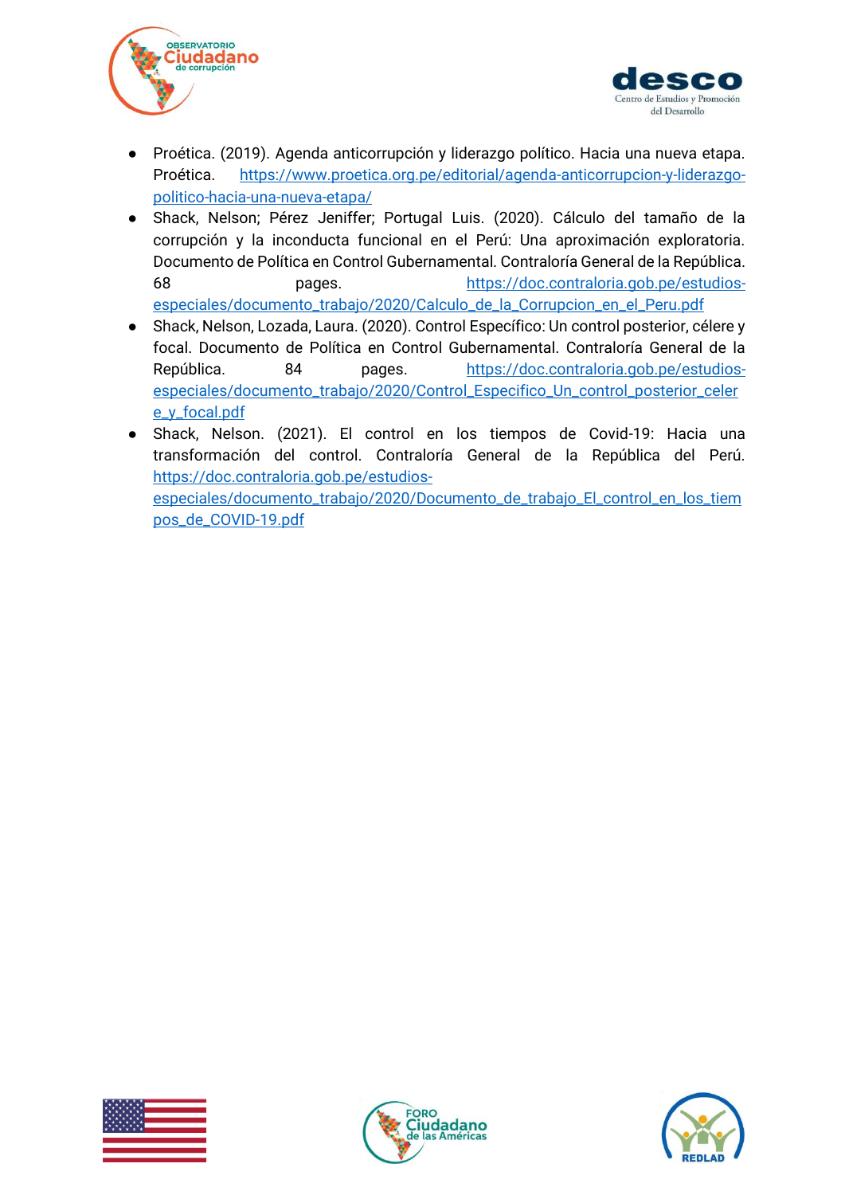- Proética. (2019). Agenda anticorrupción y liderazgo político. Hacia una nueva etapa. Proética. https://www.proetica.org.pe/editorial/agenda-anticorrupcion-y-liderazgo-politico-hacia-una-nueva-etapa/
- Shack, Nelson; Pérez Jeniffer; Portugal Luis. (2020). Cálculo del tamaño de la corrupción y la inconducta funcional en el Perú: Una aproximación exploratoria. Documento de Política en Control Gubernamental. Contraloría General de la República. 68 pages. https://doc.contraloria.gob.pe/estudios-especiales/documento_trabajo/2020/Calculo_de_la_Corrupcion_en_el_Peru.pdf
- Shack, Nelson, Lozada, Laura. (2020). Control Específico: Un control posterior, célere y focal. Documento de Política en Control Gubernamental. Contraloría General de la República. 84 pages. https://doc.contraloria.gob.pe/estudios-especiales/documento_trabajo/2020/Control_Especifico_Un_control_posterior_celere_y_focal.pdf
- Shack, Nelson. (2021). El control en los tiempos de Covid-19: Hacia una transformación del control. Contraloría General de la República del Perú. https://doc.contraloria.gob.pe/estudios-especiales/documento_trabajo/2020/Documento_de_trabajo_El_control_en_los_tiempos_de_COVID-19.pdf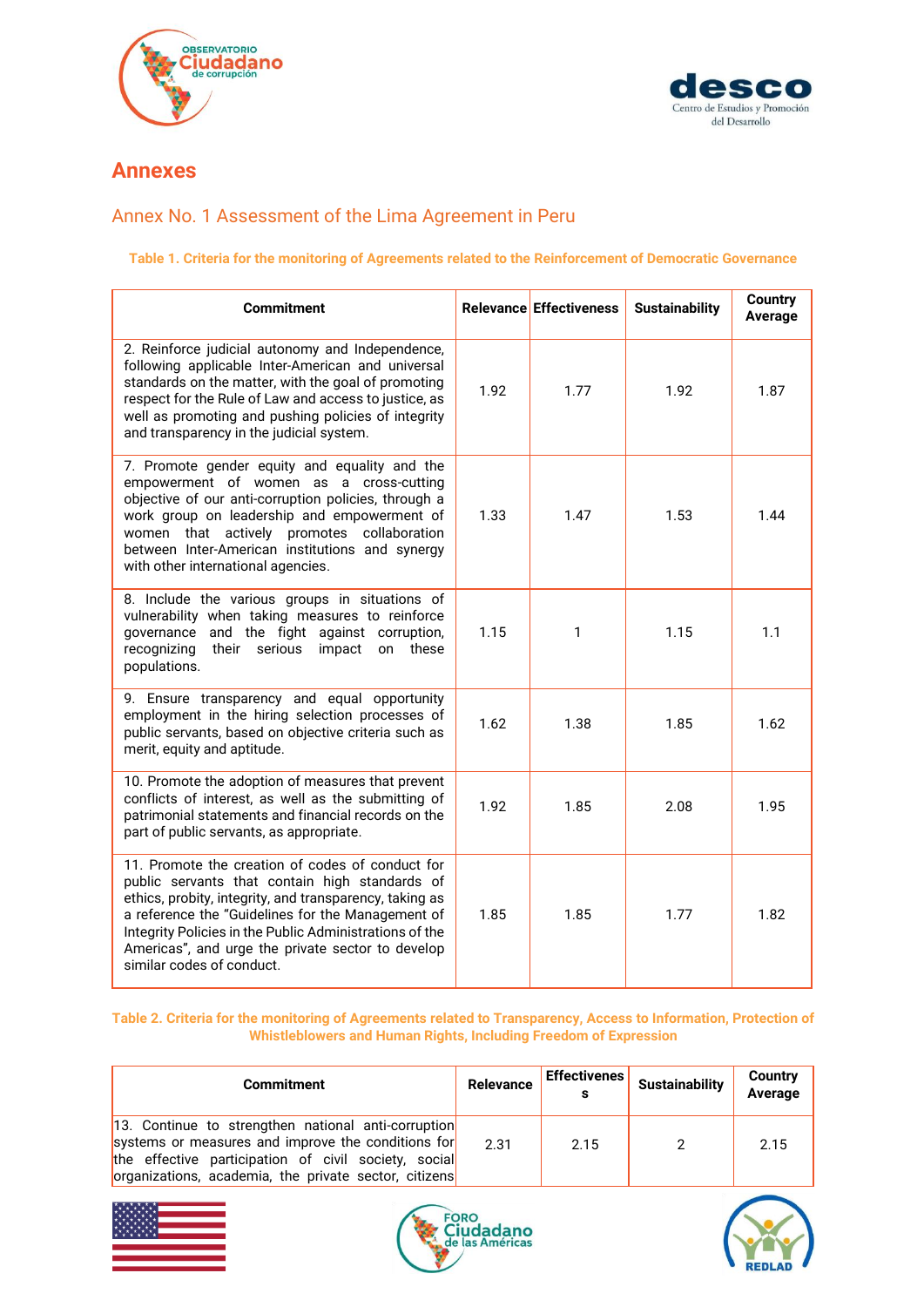# Annexes

## Annex No. 1 Assessment of the Lima Agreement in Peru

**Table 1. Criteria for the monitoring of Agreements related to the Reinforcement of Democratic Governance**

| Commitment | Relevance | Effectiveness | Sustainability | Country Average |
|---|---|---|---|---|
| 2. Reinforce judicial autonomy and Independence, following applicable Inter-American and universal standards on the matter, with the goal of promoting respect for the Rule of Law and access to justice, as well as promoting and pushing policies of integrity and transparency in the judicial system. | 1.92 | 1.77 | 1.92 | 1.87 |
| 7. Promote gender equity and equality and the empowerment of women as a cross-cutting objective of our anti-corruption policies, through a work group on leadership and empowerment of women that actively promotes collaboration between Inter-American institutions and synergy with other international agencies. | 1.33 | 1.47 | 1.53 | 1.44 |
| 8. Include the various groups in situations of vulnerability when taking measures to reinforce governance and the fight against corruption, recognizing their serious impact on these populations. | 1.15 | 1 | 1.15 | 1.1 |
| 9. Ensure transparency and equal opportunity employment in the hiring selection processes of public servants, based on objective criteria such as merit, equity and aptitude. | 1.62 | 1.38 | 1.85 | 1.62 |
| 10. Promote the adoption of measures that prevent conflicts of interest, as well as the submitting of patrimonial statements and financial records on the part of public servants, as appropriate. | 1.92 | 1.85 | 2.08 | 1.95 |
| 11. Promote the creation of codes of conduct for public servants that contain high standards of ethics, probity, integrity, and transparency, taking as a reference the "Guidelines for the Management of Integrity Policies in the Public Administrations of the Americas", and urge the private sector to develop similar codes of conduct. | 1.85 | 1.85 | 1.77 | 1.82 |

**Table 2. Criteria for the monitoring of Agreements related to Transparency, Access to Information, Protection of Whistleblowers and Human Rights, Including Freedom of Expression**

| Commitment | Relevance | Effectiveness | Sustainability | Country Average |
|---|---|---|---|---|
| 13. Continue to strengthen national anti-corruption systems or measures and improve the conditions for the effective participation of civil society, social organizations, academia, the private sector, citizens | 2.31 | 2.15 | 2 | 2.15 |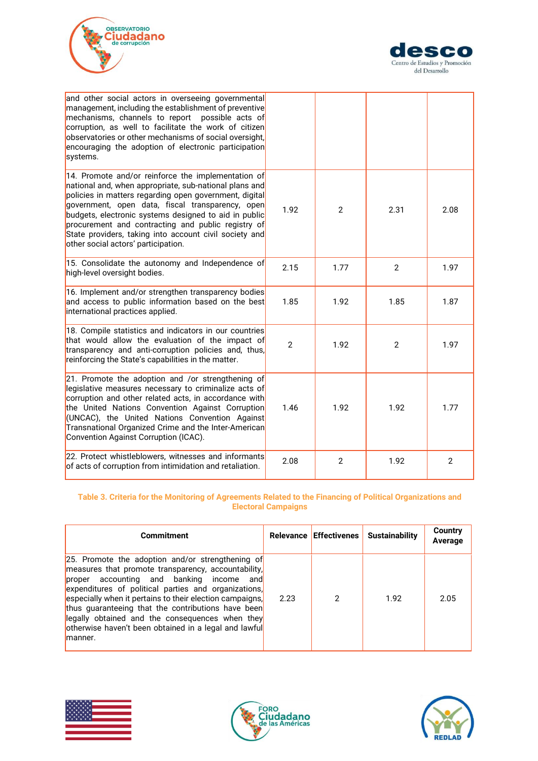| | | | | |
|---|---|---|---|---|
| and other social actors in overseeing governmental management, including the establishment of preventive mechanisms, channels to report possible acts of corruption, as well to facilitate the work of citizen observatories or other mechanisms of social oversight, encouraging the adoption of electronic participation systems. | | | | |
| 14. Promote and/or reinforce the implementation of national and, when appropriate, sub-national plans and policies in matters regarding open government, digital government, open data, fiscal transparency, open budgets, electronic systems designed to aid in public procurement and contracting and public registry of State providers, taking into account civil society and other social actors' participation. | 1.92 | 2 | 2.31 | 2.08 |
| 15. Consolidate the autonomy and Independence of high-level oversight bodies. | 2.15 | 1.77 | 2 | 1.97 |
| 16. Implement and/or strengthen transparency bodies and access to public information based on the best international practices applied. | 1.85 | 1.92 | 1.85 | 1.87 |
| 18. Compile statistics and indicators in our countries that would allow the evaluation of the impact of transparency and anti-corruption policies and, thus, reinforcing the State's capabilities in the matter. | 2 | 1.92 | 2 | 1.97 |
| 21. Promote the adoption and /or strengthening of legislative measures necessary to criminalize acts of corruption and other related acts, in accordance with the United Nations Convention Against Corruption (UNCAC), the United Nations Convention Against Transnational Organized Crime and the Inter-American Convention Against Corruption (ICAC). | 1.46 | 1.92 | 1.92 | 1.77 |
| 22. Protect whistleblowers, witnesses and informants of acts of corruption from intimidation and retaliation. | 2.08 | 2 | 1.92 | 2 |

**Table 3. Criteria for the Monitoring of Agreements Related to the Financing of Political Organizations and Electoral Campaigns**

| Commitment | Relevance | Effectivenes | Sustainability | Country Average |
|---|---|---|---|---|
| 25. Promote the adoption and/or strengthening of measures that promote transparency, accountability, proper accounting and banking income and expenditures of political parties and organizations, especially when it pertains to their election campaigns, thus guaranteeing that the contributions have been legally obtained and the consequences when they otherwise haven't been obtained in a legal and lawful manner. | 2.23 | 2 | 1.92 | 2.05 |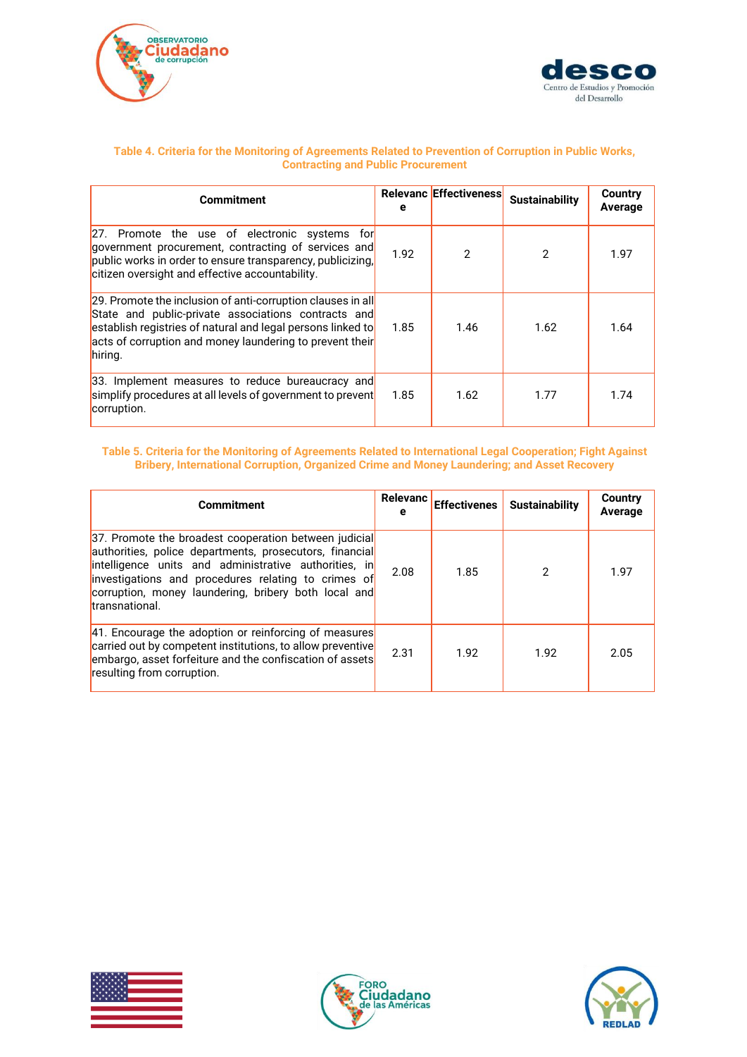**Table 4. Criteria for the Monitoring of Agreements Related to Prevention of Corruption in Public Works, Contracting and Public Procurement**

| Commitment | Relevance | Effectiveness | Sustainability | Country Average |
|---|---|---|---|---|
| 27. Promote the use of electronic systems for government procurement, contracting of services and public works in order to ensure transparency, publicizing, citizen oversight and effective accountability. | 1.92 | 2 | 2 | 1.97 |
| 29. Promote the inclusion of anti-corruption clauses in all State and public-private associations contracts and establish registries of natural and legal persons linked to acts of corruption and money laundering to prevent their hiring. | 1.85 | 1.46 | 1.62 | 1.64 |
| 33. Implement measures to reduce bureaucracy and simplify procedures at all levels of government to prevent corruption. | 1.85 | 1.62 | 1.77 | 1.74 |

**Table 5. Criteria for the Monitoring of Agreements Related to International Legal Cooperation; Fight Against Bribery, International Corruption, Organized Crime and Money Laundering; and Asset Recovery**

| Commitment | Relevance | Effectivenes | Sustainability | Country Average |
|---|---|---|---|---|
| 37. Promote the broadest cooperation between judicial authorities, police departments, prosecutors, financial intelligence units and administrative authorities, in investigations and procedures relating to crimes of corruption, money laundering, bribery both local and transnational. | 2.08 | 1.85 | 2 | 1.97 |
| 41. Encourage the adoption or reinforcing of measures carried out by competent institutions, to allow preventive embargo, asset forfeiture and the confiscation of assets resulting from corruption. | 2.31 | 1.92 | 1.92 | 2.05 |